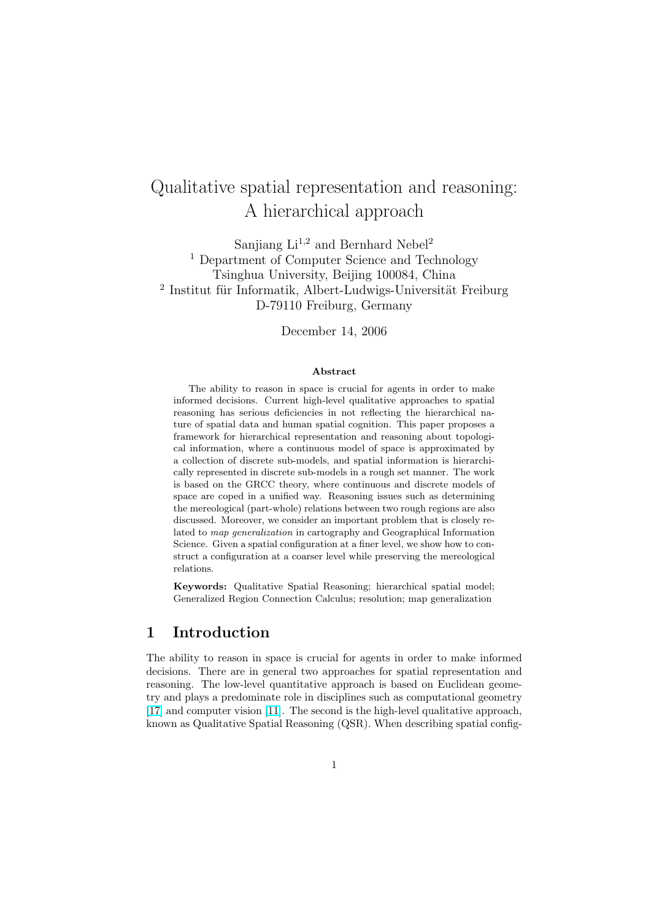# Qualitative spatial representation and reasoning: A hierarchical approach

Sanjiang Li[1,2] and Bernhard Nebel[2]

[1] Department of Computer Science and Technology  
Tsinghua University, Beijing 100084, China

[2] Institut für Informatik, Albert-Ludwigs-Universität Freiburg  
D-79110 Freiburg, Germany

December 14, 2006

**Abstract**

The ability to reason in space is crucial for agents in order to make informed decisions. Current high-level qualitative approaches to spatial reasoning has serious deficiencies in not reflecting the hierarchical nature of spatial data and human spatial cognition. This paper proposes a framework for hierarchical representation and reasoning about topological information, where a continuous model of space is approximated by a collection of discrete sub-models, and spatial information is hierarchically represented in discrete sub-models in a rough set manner. The work is based on the GRCC theory, where continuous and discrete models of space are coped in a unified way. Reasoning issues such as determining the mereological (part-whole) relations between two rough regions are also discussed. Moreover, we consider an important problem that is closely related to *map generalization* in cartography and Geographical Information Science. Given a spatial configuration at a finer level, we show how to construct a configuration at a coarser level while preserving the mereological relations.

**Keywords:** Qualitative Spatial Reasoning; hierarchical spatial model; Generalized Region Connection Calculus; resolution; map generalization

## 1 Introduction

The ability to reason in space is crucial for agents in order to make informed decisions. There are in general two approaches for spatial representation and reasoning. The low-level quantitative approach is based on Euclidean geometry and plays a predominate role in disciplines such as computational geometry [17] and computer vision [11]. The second is the high-level qualitative approach, known as Qualitative Spatial Reasoning (QSR). When describing spatial config-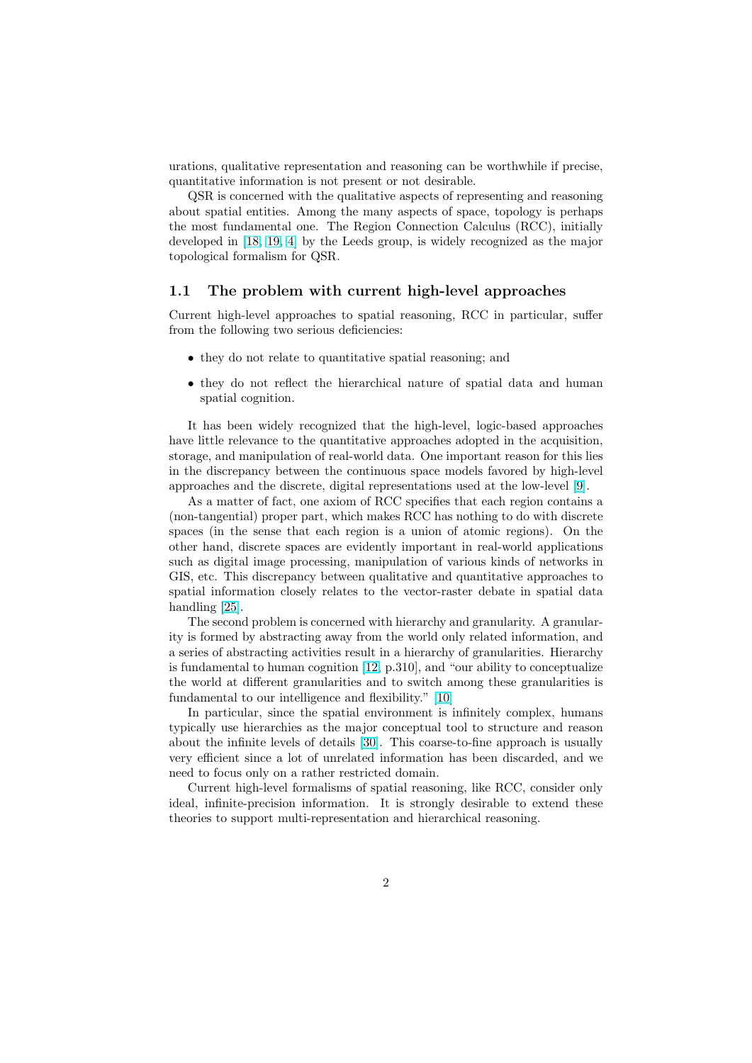urations, qualitative representation and reasoning can be worthwhile if precise, quantitative information is not present or not desirable.

QSR is concerned with the qualitative aspects of representing and reasoning about spatial entities. Among the many aspects of space, topology is perhaps the most fundamental one. The Region Connection Calculus (RCC), initially developed in [18, 19, 4] by the Leeds group, is widely recognized as the major topological formalism for QSR.

## 1.1 The problem with current high-level approaches

Current high-level approaches to spatial reasoning, RCC in particular, suffer from the following two serious deficiencies:

- they do not relate to quantitative spatial reasoning; and
- they do not reflect the hierarchical nature of spatial data and human spatial cognition.

It has been widely recognized that the high-level, logic-based approaches have little relevance to the quantitative approaches adopted in the acquisition, storage, and manipulation of real-world data. One important reason for this lies in the discrepancy between the continuous space models favored by high-level approaches and the discrete, digital representations used at the low-level [9].

As a matter of fact, one axiom of RCC specifies that each region contains a (non-tangential) proper part, which makes RCC has nothing to do with discrete spaces (in the sense that each region is a union of atomic regions). On the other hand, discrete spaces are evidently important in real-world applications such as digital image processing, manipulation of various kinds of networks in GIS, etc. This discrepancy between qualitative and quantitative approaches to spatial information closely relates to the vector-raster debate in spatial data handling [25].

The second problem is concerned with hierarchy and granularity. A granularity is formed by abstracting away from the world only related information, and a series of abstracting activities result in a hierarchy of granularities. Hierarchy is fundamental to human cognition [12, p.310], and "our ability to conceptualize the world at different granularities and to switch among these granularities is fundamental to our intelligence and flexibility." [10]

In particular, since the spatial environment is infinitely complex, humans typically use hierarchies as the major conceptual tool to structure and reason about the infinite levels of details [30]. This coarse-to-fine approach is usually very efficient since a lot of unrelated information has been discarded, and we need to focus only on a rather restricted domain.

Current high-level formalisms of spatial reasoning, like RCC, consider only ideal, infinite-precision information. It is strongly desirable to extend these theories to support multi-representation and hierarchical reasoning.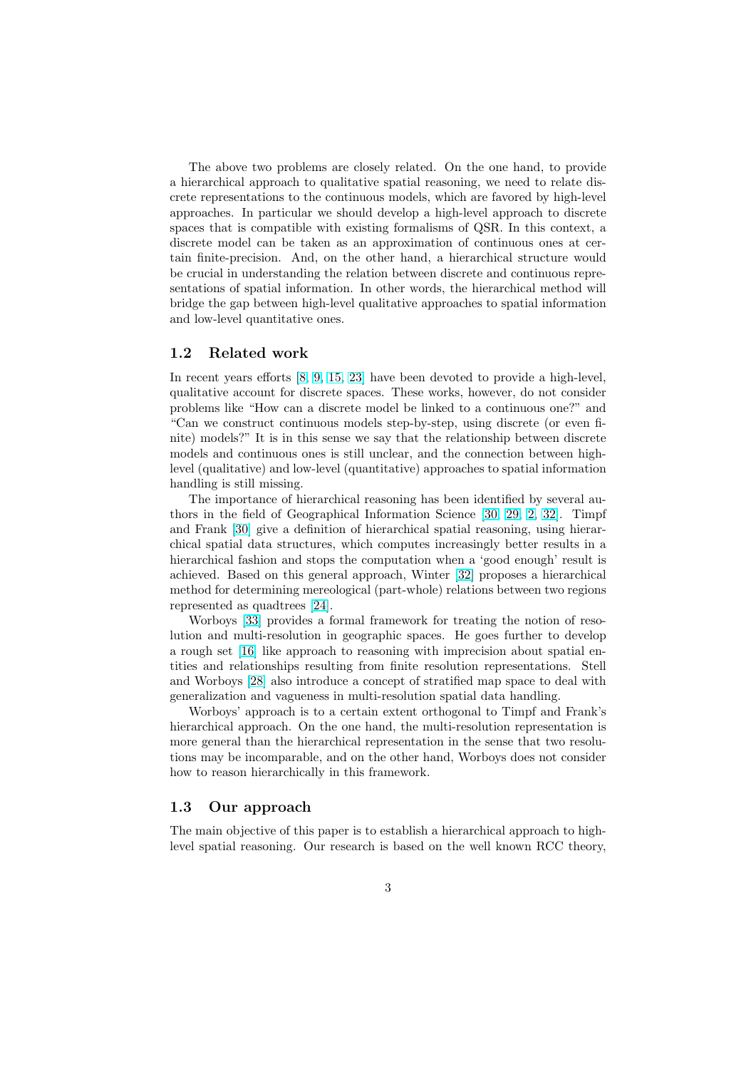The above two problems are closely related. On the one hand, to provide a hierarchical approach to qualitative spatial reasoning, we need to relate discrete representations to the continuous models, which are favored by high-level approaches. In particular we should develop a high-level approach to discrete spaces that is compatible with existing formalisms of QSR. In this context, a discrete model can be taken as an approximation of continuous ones at certain finite-precision. And, on the other hand, a hierarchical structure would be crucial in understanding the relation between discrete and continuous representations of spatial information. In other words, the hierarchical method will bridge the gap between high-level qualitative approaches to spatial information and low-level quantitative ones.

### 1.2 Related work

In recent years efforts [8, 9, 15, 23] have been devoted to provide a high-level, qualitative account for discrete spaces. These works, however, do not consider problems like "How can a discrete model be linked to a continuous one?" and "Can we construct continuous models step-by-step, using discrete (or even finite) models?" It is in this sense we say that the relationship between discrete models and continuous ones is still unclear, and the connection between high-level (qualitative) and low-level (quantitative) approaches to spatial information handling is still missing.

The importance of hierarchical reasoning has been identified by several authors in the field of Geographical Information Science [30, 29, 2, 32]. Timpf and Frank [30] give a definition of hierarchical spatial reasoning, using hierarchical spatial data structures, which computes increasingly better results in a hierarchical fashion and stops the computation when a 'good enough' result is achieved. Based on this general approach, Winter [32] proposes a hierarchical method for determining mereological (part-whole) relations between two regions represented as quadtrees [24].

Worboys [33] provides a formal framework for treating the notion of resolution and multi-resolution in geographic spaces. He goes further to develop a rough set [16] like approach to reasoning with imprecision about spatial entities and relationships resulting from finite resolution representations. Stell and Worboys [28] also introduce a concept of stratified map space to deal with generalization and vagueness in multi-resolution spatial data handling.

Worboys' approach is to a certain extent orthogonal to Timpf and Frank's hierarchical approach. On the one hand, the multi-resolution representation is more general than the hierarchical representation in the sense that two resolutions may be incomparable, and on the other hand, Worboys does not consider how to reason hierarchically in this framework.

### 1.3 Our approach

The main objective of this paper is to establish a hierarchical approach to high-level spatial reasoning. Our research is based on the well known RCC theory,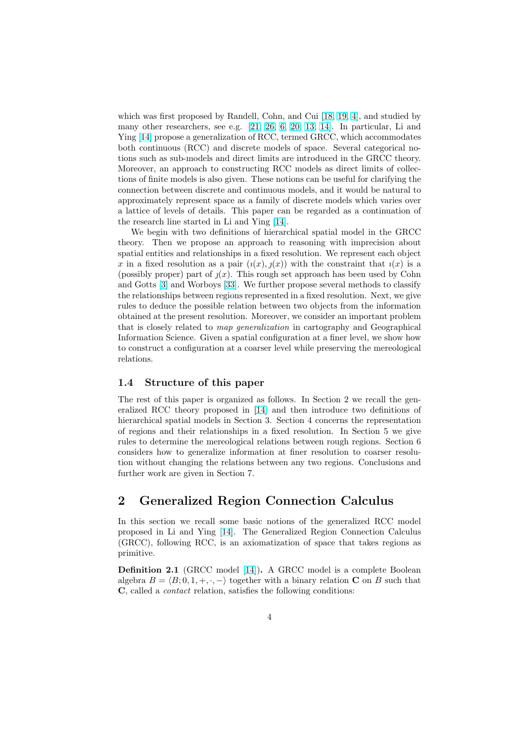which was first proposed by Randell, Cohn, and Cui [18, 19, 4], and studied by many other researchers, see e.g. [21, 26, 6, 20, 13, 14]. In particular, Li and Ying [14] propose a generalization of RCC, termed GRCC, which accommodates both continuous (RCC) and discrete models of space. Several categorical notions such as sub-models and direct limits are introduced in the GRCC theory. Moreover, an approach to constructing RCC models as direct limits of collections of finite models is also given. These notions can be useful for clarifying the connection between discrete and continuous models, and it would be natural to approximately represent space as a family of discrete models which varies over a lattice of levels of details. This paper can be regarded as a continuation of the research line started in Li and Ying [14].

We begin with two definitions of hierarchical spatial model in the GRCC theory. Then we propose an approach to reasoning with imprecision about spatial entities and relationships in a fixed resolution. We represent each object $x$ in a fixed resolution as a pair $(\imath(x), \jmath(x))$ with the constraint that $\imath(x)$ is a (possibly proper) part of $\jmath(x)$. This rough set approach has been used by Cohn and Gotts [3] and Worboys [33]. We further propose several methods to classify the relationships between regions represented in a fixed resolution. Next, we give rules to deduce the possible relation between two objects from the information obtained at the present resolution. Moreover, we consider an important problem that is closely related to *map generalization* in cartography and Geographical Information Science. Given a spatial configuration at a finer level, we show how to construct a configuration at a coarser level while preserving the mereological relations.

### 1.4 Structure of this paper

The rest of this paper is organized as follows. In Section 2 we recall the generalized RCC theory proposed in [14] and then introduce two definitions of hierarchical spatial models in Section 3. Section 4 concerns the representation of regions and their relationships in a fixed resolution. In Section 5 we give rules to determine the mereological relations between rough regions. Section 6 considers how to generalize information at finer resolution to coarser resolution without changing the relations between any two regions. Conclusions and further work are given in Section 7.

## 2 Generalized Region Connection Calculus

In this section we recall some basic notions of the generalized RCC model proposed in Li and Ying [14]. The Generalized Region Connection Calculus (GRCC), following RCC, is an axiomatization of space that takes regions as primitive.

**Definition 2.1** (GRCC model [14])**.** A GRCC model is a complete Boolean algebra $B = \langle B; 0, 1, +, \cdot, - \rangle$ together with a binary relation $\mathbf{C}$ on $B$ such that $\mathbf{C}$, called a *contact* relation, satisfies the following conditions: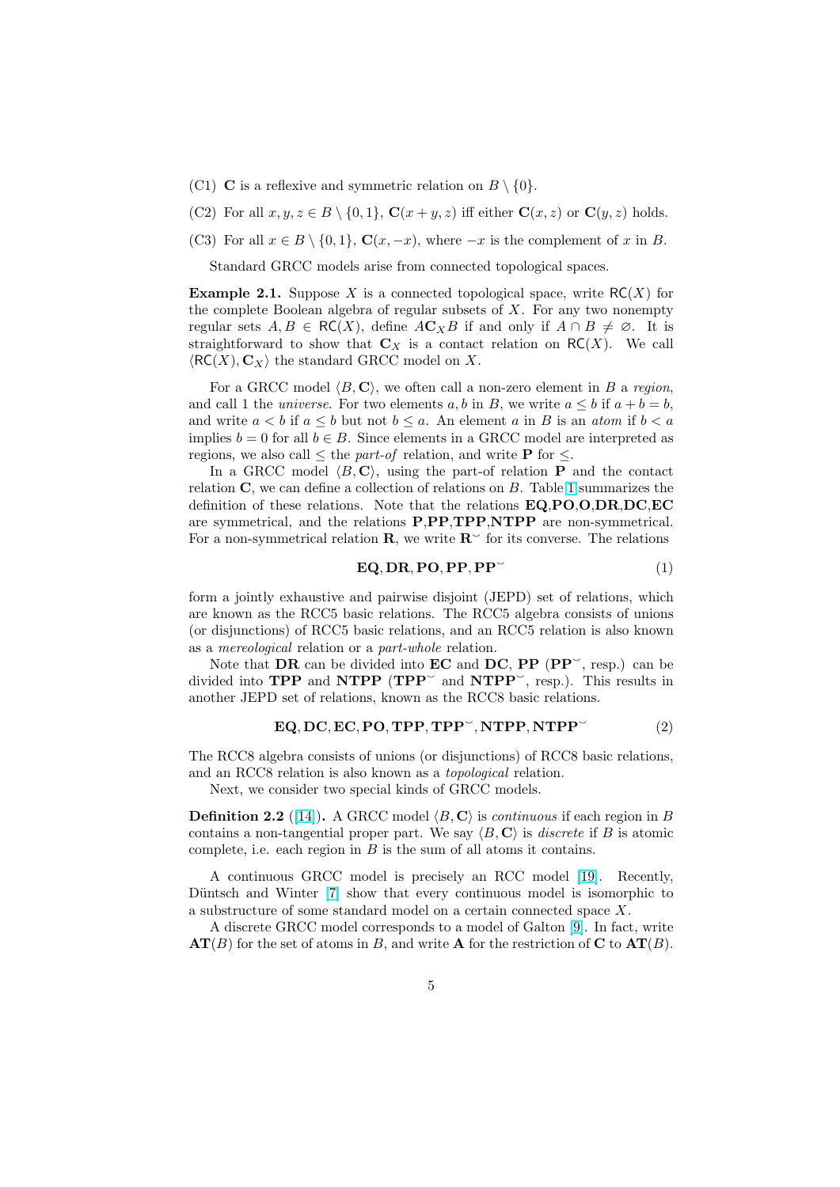(C1) $\mathbf{C}$ is a reflexive and symmetric relation on $B \setminus \{0\}$.

(C2) For all $x, y, z \in B \setminus \{0, 1\}$, $\mathbf{C}(x + y, z)$ iff either $\mathbf{C}(x, z)$ or $\mathbf{C}(y, z)$ holds.

(C3) For all $x \in B \setminus \{0, 1\}$, $\mathbf{C}(x, -x)$, where $-x$ is the complement of $x$ in $B$.

Standard GRCC models arise from connected topological spaces.

**Example 2.1.** Suppose $X$ is a connected topological space, write $\mathsf{RC}(X)$ for the complete Boolean algebra of regular subsets of $X$. For any two nonempty regular sets $A, B \in \mathsf{RC}(X)$, define $A\mathbf{C}_X B$ if and only if $A \cap B \neq \varnothing$. It is straightforward to show that $\mathbf{C}_X$ is a contact relation on $\mathsf{RC}(X)$. We call $\langle \mathsf{RC}(X), \mathbf{C}_X \rangle$ the standard GRCC model on $X$.

For a GRCC model $\langle B, \mathbf{C} \rangle$, we often call a non-zero element in $B$ a *region*, and call 1 the *universe*. For two elements $a, b$ in $B$, we write $a \leq b$ if $a + b = b$, and write $a < b$ if $a \leq b$ but not $b \leq a$. An element $a$ in $B$ is an *atom* if $b < a$ implies $b = 0$ for all $b \in B$. Since elements in a GRCC model are interpreted as regions, we also call $\leq$ the *part-of* relation, and write $\mathbf{P}$ for $\leq$.

In a GRCC model $\langle B, \mathbf{C} \rangle$, using the part-of relation $\mathbf{P}$ and the contact relation $\mathbf{C}$, we can define a collection of relations on $B$. Table 1 summarizes the definition of these relations. Note that the relations $\mathbf{EQ}$,$\mathbf{PO}$,$\mathbf{O}$,$\mathbf{DR}$,$\mathbf{DC}$,$\mathbf{EC}$ are symmetrical, and the relations $\mathbf{P}$,$\mathbf{PP}$,$\mathbf{TPP}$,$\mathbf{NTPP}$ are non-symmetrical. For a non-symmetrical relation $\mathbf{R}$, we write $\mathbf{R}^{\smile}$ for its converse. The relations

$$\mathbf{EQ}, \mathbf{DR}, \mathbf{PO}, \mathbf{PP}, \mathbf{PP}^{\smile} \tag{1}$$

form a jointly exhaustive and pairwise disjoint (JEPD) set of relations, which are known as the RCC5 basic relations. The RCC5 algebra consists of unions (or disjunctions) of RCC5 basic relations, and an RCC5 relation is also known as a *mereological* relation or a *part-whole* relation.

Note that $\mathbf{DR}$ can be divided into $\mathbf{EC}$ and $\mathbf{DC}$, $\mathbf{PP}$ ($\mathbf{PP}^{\smile}$, resp.) can be divided into $\mathbf{TPP}$ and $\mathbf{NTPP}$ ($\mathbf{TPP}^{\smile}$ and $\mathbf{NTPP}^{\smile}$, resp.). This results in another JEPD set of relations, known as the RCC8 basic relations.

$$\mathbf{EQ}, \mathbf{DC}, \mathbf{EC}, \mathbf{PO}, \mathbf{TPP}, \mathbf{TPP}^{\smile}, \mathbf{NTPP}, \mathbf{NTPP}^{\smile} \tag{2}$$

The RCC8 algebra consists of unions (or disjunctions) of RCC8 basic relations, and an RCC8 relation is also known as a *topological* relation.

Next, we consider two special kinds of GRCC models.

**Definition 2.2** ([14])**.** A GRCC model $\langle B, \mathbf{C} \rangle$ is *continuous* if each region in $B$ contains a non-tangential proper part. We say $\langle B, \mathbf{C} \rangle$ is *discrete* if $B$ is atomic complete, i.e. each region in $B$ is the sum of all atoms it contains.

A continuous GRCC model is precisely an RCC model [19]. Recently, Düntsch and Winter [7] show that every continuous model is isomorphic to a substructure of some standard model on a certain connected space $X$.

A discrete GRCC model corresponds to a model of Galton [9]. In fact, write $\mathbf{AT}(B)$ for the set of atoms in $B$, and write $\mathbf{A}$ for the restriction of $\mathbf{C}$ to $\mathbf{AT}(B)$.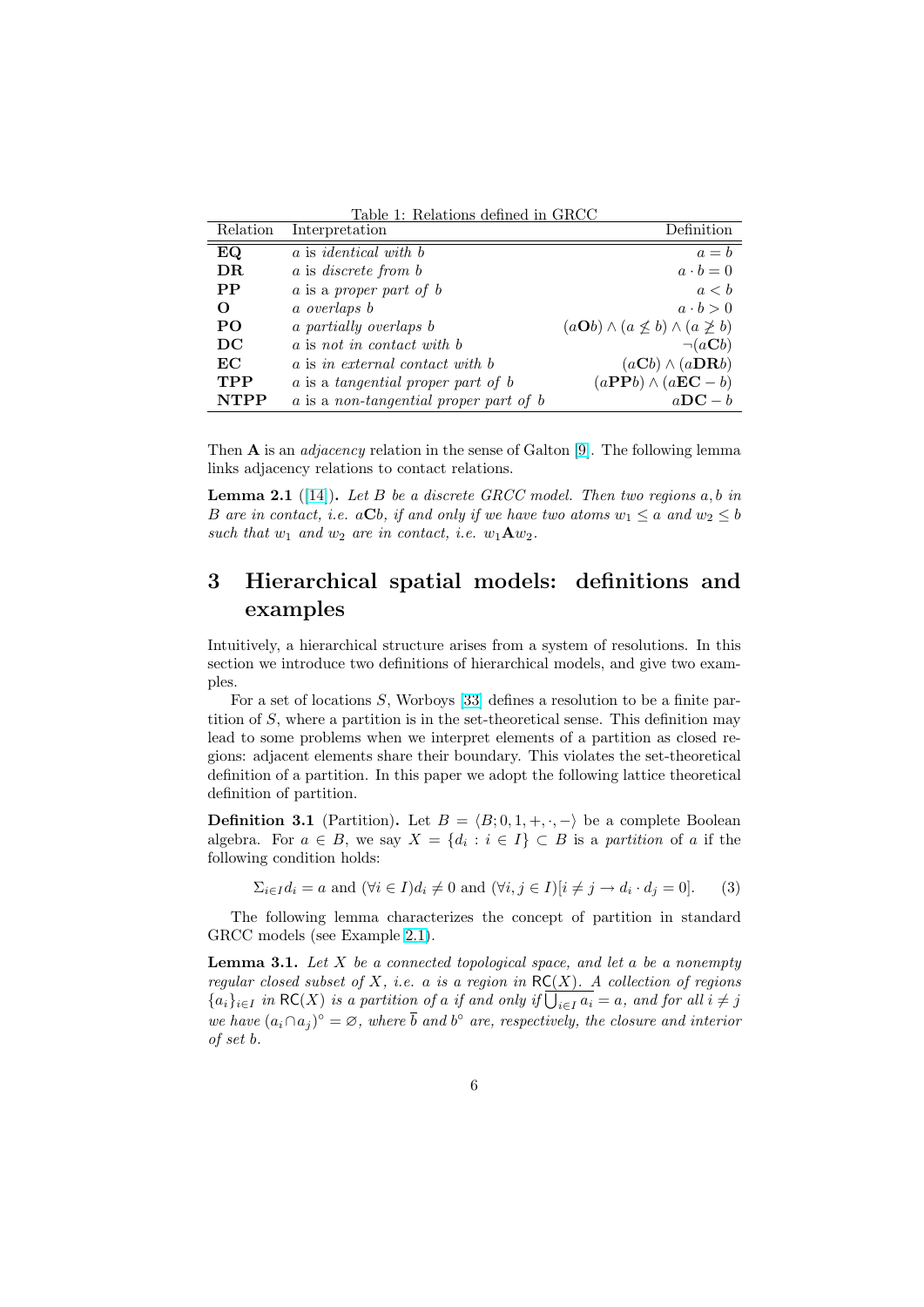Table 1: Relations defined in GRCC

| Relation | Interpretation | Definition |
|---|---|---|
| **EQ** | $a$ is *identical with* $b$ | $a = b$ |
| **DR** | $a$ is *discrete from* $b$ | $a \cdot b = 0$ |
| **PP** | $a$ is a *proper part of* $b$ | $a < b$ |
| **O** | $a$ *overlaps* $b$ | $a \cdot b > 0$ |
| **PO** | $a$ *partially overlaps* $b$ | $(a\mathbf{O}b) \wedge (a \not\leq b) \wedge (a \not\geq b)$ |
| **DC** | $a$ is *not in contact with* $b$ | $\neg(a\mathbf{C}b)$ |
| **EC** | $a$ is *in external contact with* $b$ | $(a\mathbf{C}b) \wedge (a\mathbf{DR}b)$ |
| **TPP** | $a$ is a *tangential proper part of* $b$ | $(a\mathbf{PP}b) \wedge (a\mathbf{EC} - b)$ |
| **NTPP** | $a$ is a *non-tangential proper part of* $b$ | $a\mathbf{DC} - b$ |

Then $\mathbf{A}$ is an *adjacency* relation in the sense of Galton [9]. The following lemma links adjacency relations to contact relations.

**Lemma 2.1** ([14])**.** *Let $B$ be a discrete GRCC model. Then two regions $a, b$ in $B$ are in contact, i.e. $a\mathbf{C}b$, if and only if we have two atoms $w_1 \leq a$ and $w_2 \leq b$ such that $w_1$ and $w_2$ are in contact, i.e. $w_1\mathbf{A}w_2$.*

# 3 Hierarchical spatial models: definitions and examples

Intuitively, a hierarchical structure arises from a system of resolutions. In this section we introduce two definitions of hierarchical models, and give two examples.

For a set of locations $S$, Worboys [33] defines a resolution to be a finite partition of $S$, where a partition is in the set-theoretical sense. This definition may lead to some problems when we interpret elements of a partition as closed regions: adjacent elements share their boundary. This violates the set-theoretical definition of a partition. In this paper we adopt the following lattice theoretical definition of partition.

**Definition 3.1** (Partition)**.** Let $B = \langle B; 0, 1, +, \cdot, - \rangle$ be a complete Boolean algebra. For $a \in B$, we say $X = \{d_i : i \in I\} \subset B$ is a *partition* of $a$ if the following condition holds:

$$\Sigma_{i \in I} d_i = a \text{ and } (\forall i \in I) d_i \neq 0 \text{ and } (\forall i, j \in I)[i \neq j \rightarrow d_i \cdot d_j = 0]. \tag{3}$$

The following lemma characterizes the concept of partition in standard GRCC models (see Example 2.1).

**Lemma 3.1.** *Let $X$ be a connected topological space, and let $a$ be a nonempty regular closed subset of $X$, i.e. $a$ is a region in $\mathsf{RC}(X)$. A collection of regions $\{a_i\}_{i \in I}$ in $\mathsf{RC}(X)$ is a partition of $a$ if and only if $\overline{\bigcup_{i \in I} a_i} = a$, and for all $i \neq j$ we have $(a_i \cap a_j)^\circ = \varnothing$, where $\overline{b}$ and $b^\circ$ are, respectively, the closure and interior of set $b$.*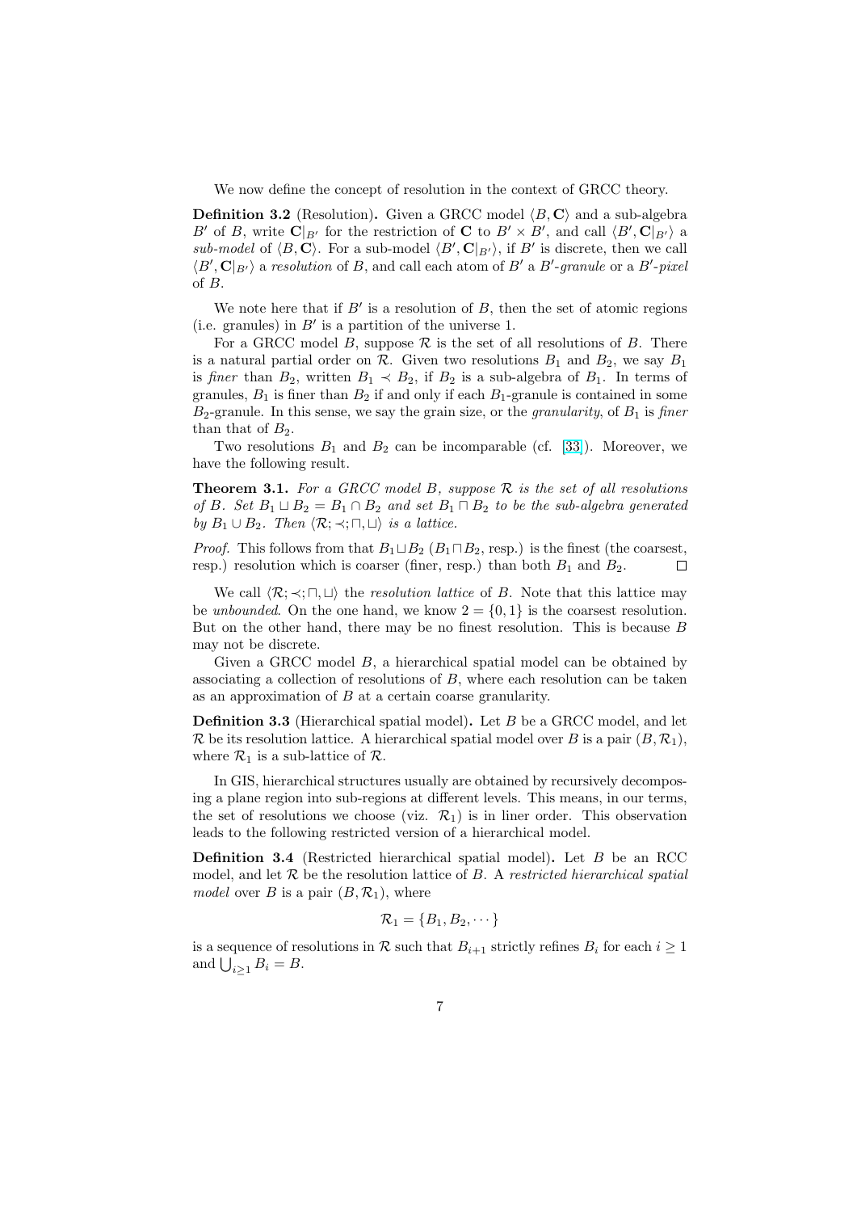We now define the concept of resolution in the context of GRCC theory.

**Definition 3.2** (Resolution)**.** Given a GRCC model $\langle B, \mathbf{C}\rangle$ and a sub-algebra $B'$ of $B$, write $\mathbf{C}|_{B'}$ for the restriction of $\mathbf{C}$ to $B' \times B'$, and call $\langle B', \mathbf{C}|_{B'}\rangle$ a *sub-model* of $\langle B, \mathbf{C}\rangle$. For a sub-model $\langle B', \mathbf{C}|_{B'}\rangle$, if $B'$ is discrete, then we call $\langle B', \mathbf{C}|_{B'}\rangle$ a *resolution* of $B$, and call each atom of $B'$ a *$B'$-granule* or a *$B'$-pixel* of $B$.

We note here that if $B'$ is a resolution of $B$, then the set of atomic regions (i.e. granules) in $B'$ is a partition of the universe 1.

For a GRCC model $B$, suppose $\mathcal{R}$ is the set of all resolutions of $B$. There is a natural partial order on $\mathcal{R}$. Given two resolutions $B_1$ and $B_2$, we say $B_1$ is *finer* than $B_2$, written $B_1 \prec B_2$, if $B_2$ is a sub-algebra of $B_1$. In terms of granules, $B_1$ is finer than $B_2$ if and only if each $B_1$-granule is contained in some $B_2$-granule. In this sense, we say the grain size, or the *granularity*, of $B_1$ is *finer* than that of $B_2$.

Two resolutions $B_1$ and $B_2$ can be incomparable (cf. [33]). Moreover, we have the following result.

**Theorem 3.1.** *For a GRCC model $B$, suppose $\mathcal{R}$ is the set of all resolutions of $B$. Set $B_1 \sqcup B_2 = B_1 \cap B_2$ and set $B_1 \sqcap B_2$ to be the sub-algebra generated by $B_1 \cup B_2$. Then $\langle \mathcal{R}; \prec; \sqcap, \sqcup\rangle$ is a lattice.*

*Proof.* This follows from that $B_1 \sqcup B_2$ ($B_1 \sqcap B_2$, resp.) is the finest (the coarsest, resp.) resolution which is coarser (finer, resp.) than both $B_1$ and $B_2$. □

We call $\langle \mathcal{R}; \prec; \sqcap, \sqcup\rangle$ the *resolution lattice* of $B$. Note that this lattice may be *unbounded*. On the one hand, we know $2 = \{0, 1\}$ is the coarsest resolution. But on the other hand, there may be no finest resolution. This is because $B$ may not be discrete.

Given a GRCC model $B$, a hierarchical spatial model can be obtained by associating a collection of resolutions of $B$, where each resolution can be taken as an approximation of $B$ at a certain coarse granularity.

**Definition 3.3** (Hierarchical spatial model)**.** Let $B$ be a GRCC model, and let $\mathcal{R}$ be its resolution lattice. A hierarchical spatial model over $B$ is a pair $(B, \mathcal{R}_1)$, where $\mathcal{R}_1$ is a sub-lattice of $\mathcal{R}$.

In GIS, hierarchical structures usually are obtained by recursively decomposing a plane region into sub-regions at different levels. This means, in our terms, the set of resolutions we choose (viz. $\mathcal{R}_1$) is in liner order. This observation leads to the following restricted version of a hierarchical model.

**Definition 3.4** (Restricted hierarchical spatial model)**.** Let $B$ be an RCC model, and let $\mathcal{R}$ be the resolution lattice of $B$. A *restricted hierarchical spatial model* over $B$ is a pair $(B, \mathcal{R}_1)$, where

$$\mathcal{R}_1 = \{B_1, B_2, \cdots\}$$

is a sequence of resolutions in $\mathcal{R}$ such that $B_{i+1}$ strictly refines $B_i$ for each $i \geq 1$ and $\bigcup_{i\geq 1} B_i = B$.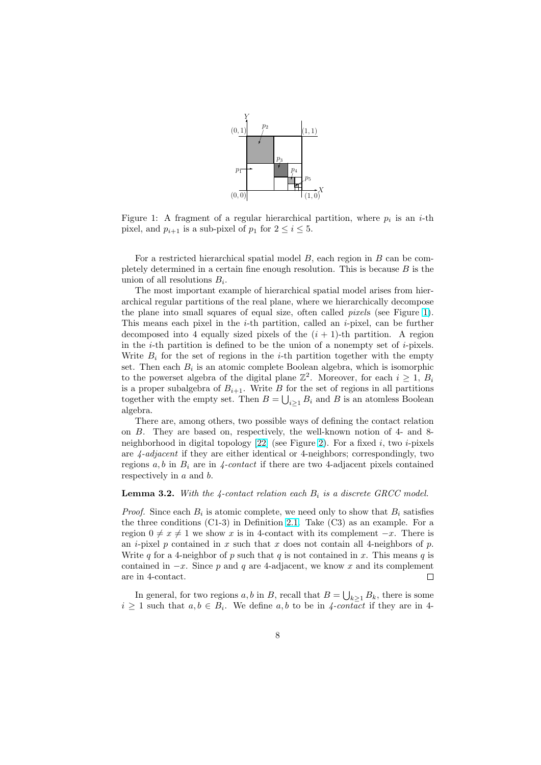Figure 1: A fragment of a regular hierarchical partition, where $p_i$ is an $i$-th pixel, and $p_{i+1}$ is a sub-pixel of $p_1$ for $2 \le i \le 5$.

For a restricted hierarchical spatial model $B$, each region in $B$ can be completely determined in a certain fine enough resolution. This is because $B$ is the union of all resolutions $B_i$.

The most important example of hierarchical spatial model arises from hierarchical regular partitions of the real plane, where we hierarchically decompose the plane into small squares of equal size, often called *pixels* (see Figure 1). This means each pixel in the $i$-th partition, called an $i$-pixel, can be further decomposed into 4 equally sized pixels of the $(i+1)$-th partition. A region in the $i$-th partition is defined to be the union of a nonempty set of $i$-pixels. Write $B_i$ for the set of regions in the $i$-th partition together with the empty set. Then each $B_i$ is an atomic complete Boolean algebra, which is isomorphic to the powerset algebra of the digital plane $\mathbb{Z}^2$. Moreover, for each $i \ge 1$, $B_i$ is a proper subalgebra of $B_{i+1}$. Write $B$ for the set of regions in all partitions together with the empty set. Then $B = \bigcup_{i \ge 1} B_i$ and $B$ is an atomless Boolean algebra.

There are, among others, two possible ways of defining the contact relation on $B$. They are based on, respectively, the well-known notion of 4- and 8-neighborhood in digital topology [22] (see Figure 2). For a fixed $i$, two $i$-pixels are *4-adjacent* if they are either identical or 4-neighbors; correspondingly, two regions $a, b$ in $B_i$ are in *4-contact* if there are two 4-adjacent pixels contained respectively in $a$ and $b$.

**Lemma 3.2.** *With the 4-contact relation each $B_i$ is a discrete GRCC model.*

*Proof.* Since each $B_i$ is atomic complete, we need only to show that $B_i$ satisfies the three conditions (C1-3) in Definition 2.1. Take (C3) as an example. For a region $0 \ne x \ne 1$ we show $x$ is in 4-contact with its complement $-x$. There is an $i$-pixel $p$ contained in $x$ such that $x$ does not contain all 4-neighbors of $p$. Write $q$ for a 4-neighbor of $p$ such that $q$ is not contained in $x$. This means $q$ is contained in $-x$. Since $p$ and $q$ are 4-adjacent, we know $x$ and its complement are in 4-contact. □

In general, for two regions $a, b$ in $B$, recall that $B = \bigcup_{k \ge 1} B_k$, there is some $i \ge 1$ such that $a, b \in B_i$. We define $a, b$ to be in *4-contact* if they are in 4-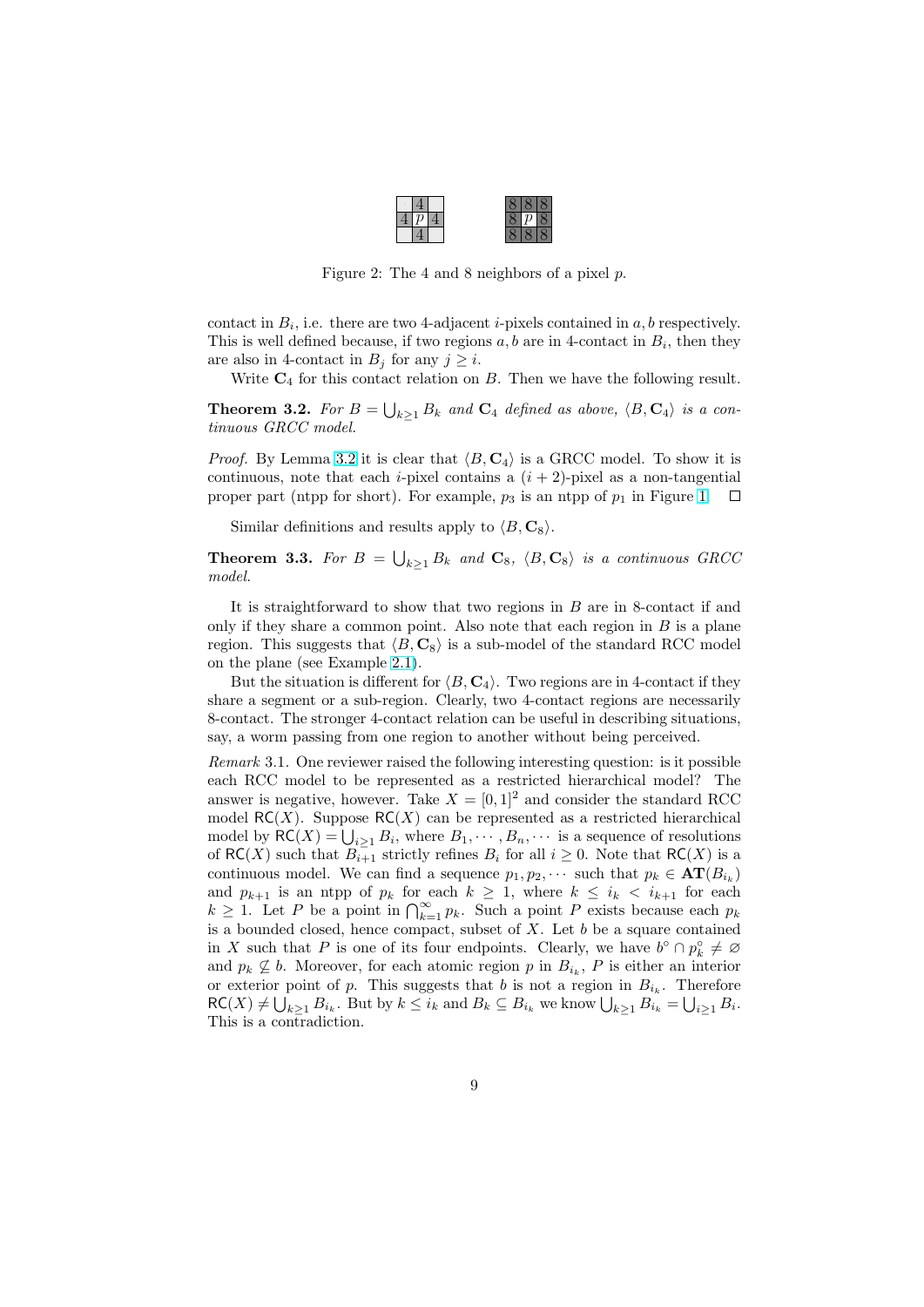Figure 2: The 4 and 8 neighbors of a pixel $p$.

contact in $B_i$, i.e. there are two 4-adjacent $i$-pixels contained in $a, b$ respectively. This is well defined because, if two regions $a, b$ are in 4-contact in $B_i$, then they are also in 4-contact in $B_j$ for any $j \geq i$.

Write $\mathbf{C}_4$ for this contact relation on $B$. Then we have the following result.

**Theorem 3.2.** *For $B = \bigcup_{k \geq 1} B_k$ and $\mathbf{C}_4$ defined as above, $\langle B, \mathbf{C}_4 \rangle$ is a continuous GRCC model.*

*Proof.* By Lemma 3.2 it is clear that $\langle B, \mathbf{C}_4 \rangle$ is a GRCC model. To show it is continuous, note that each $i$-pixel contains a $(i+2)$-pixel as a non-tangential proper part (ntpp for short). For example, $p_3$ is an ntpp of $p_1$ in Figure 1. □

Similar definitions and results apply to $\langle B, \mathbf{C}_8 \rangle$.

**Theorem 3.3.** *For $B = \bigcup_{k \geq 1} B_k$ and $\mathbf{C}_8$, $\langle B, \mathbf{C}_8 \rangle$ is a continuous GRCC model.*

It is straightforward to show that two regions in $B$ are in 8-contact if and only if they share a common point. Also note that each region in $B$ is a plane region. This suggests that $\langle B, \mathbf{C}_8 \rangle$ is a sub-model of the standard RCC model on the plane (see Example 2.1).

But the situation is different for $\langle B, \mathbf{C}_4 \rangle$. Two regions are in 4-contact if they share a segment or a sub-region. Clearly, two 4-contact regions are necessarily 8-contact. The stronger 4-contact relation can be useful in describing situations, say, a worm passing from one region to another without being perceived.

*Remark* 3.1. One reviewer raised the following interesting question: is it possible each RCC model to be represented as a restricted hierarchical model? The answer is negative, however. Take $X = [0, 1]^2$ and consider the standard RCC model $\mathsf{RC}(X)$. Suppose $\mathsf{RC}(X)$ can be represented as a restricted hierarchical model by $\mathsf{RC}(X) = \bigcup_{i \geq 1} B_i$, where $B_1, \cdots, B_n, \cdots$ is a sequence of resolutions of $\mathsf{RC}(X)$ such that $B_{i+1}$ strictly refines $B_i$ for all $i \geq 0$. Note that $\mathsf{RC}(X)$ is a continuous model. We can find a sequence $p_1, p_2, \cdots$ such that $p_k \in \mathbf{AT}(B_{i_k})$ and $p_{k+1}$ is an ntpp of $p_k$ for each $k \geq 1$, where $k \leq i_k < i_{k+1}$ for each $k \geq 1$. Let $P$ be a point in $\bigcap_{k=1}^{\infty} p_k$. Such a point $P$ exists because each $p_k$ is a bounded closed, hence compact, subset of $X$. Let $b$ be a square contained in $X$ such that $P$ is one of its four endpoints. Clearly, we have $b^\circ \cap p_k^\circ \neq \varnothing$ and $p_k \not\subseteq b$. Moreover, for each atomic region $p$ in $B_{i_k}$, $P$ is either an interior or exterior point of $p$. This suggests that $b$ is not a region in $B_{i_k}$. Therefore $\mathsf{RC}(X) \neq \bigcup_{k \geq 1} B_{i_k}$. But by $k \leq i_k$ and $B_k \subseteq B_{i_k}$ we know $\bigcup_{k \geq 1} B_{i_k} = \bigcup_{i \geq 1} B_i$. This is a contradiction.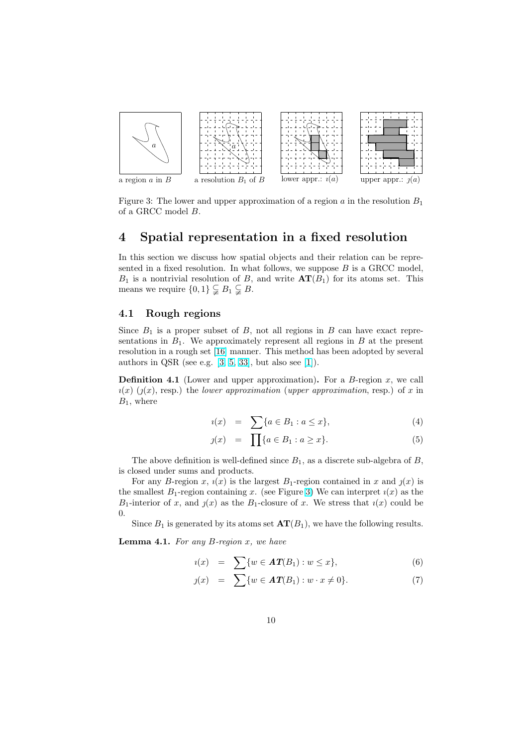a region $a$ in $B$ &nbsp;&nbsp; a resolution $B_1$ of $B$ &nbsp;&nbsp; lower appr.: $\imath(a)$ &nbsp;&nbsp; upper appr.: $\jmath(a)$

Figure 3: The lower and upper approximation of a region $a$ in the resolution $B_1$ of a GRCC model $B$.

# 4 Spatial representation in a fixed resolution

In this section we discuss how spatial objects and their relation can be represented in a fixed resolution. In what follows, we suppose $B$ is a GRCC model, $B_1$ is a nontrivial resolution of $B$, and write $\mathbf{AT}(B_1)$ for its atoms set. This means we require $\{0,1\} \subsetneqq B_1 \subsetneqq B$.

## 4.1 Rough regions

Since $B_1$ is a proper subset of $B$, not all regions in $B$ can have exact representations in $B_1$. We approximately represent all regions in $B$ at the present resolution in a rough set [16] manner. This method has been adopted by several authors in QSR (see e.g. [3, 5, 33], but also see [1]).

**Definition 4.1** (Lower and upper approximation)**.** For a $B$-region $x$, we call $\imath(x)$ ($\jmath(x)$, resp.) the *lower approximation* (*upper approximation*, resp.) of $x$ in $B_1$, where

$$\imath(x) = \sum\{a \in B_1 : a \leq x\}, \tag{4}$$

$$\jmath(x) = \prod\{a \in B_1 : a \geq x\}. \tag{5}$$

The above definition is well-defined since $B_1$, as a discrete sub-algebra of $B$, is closed under sums and products.

For any $B$-region $x$, $\imath(x)$ is the largest $B_1$-region contained in $x$ and $\jmath(x)$ is the smallest $B_1$-region containing $x$. (see Figure 3) We can interpret $\imath(x)$ as the $B_1$-interior of $x$, and $\jmath(x)$ as the $B_1$-closure of $x$. We stress that $\imath(x)$ could be 0.

Since $B_1$ is generated by its atoms set $\mathbf{AT}(B_1)$, we have the following results.

**Lemma 4.1.** *For any $B$-region $x$, we have*

$$\imath(x) = \sum\{w \in \boldsymbol{AT}(B_1) : w \leq x\}, \tag{6}$$

$$\jmath(x) = \sum\{w \in \boldsymbol{AT}(B_1) : w \cdot x \neq 0\}. \tag{7}$$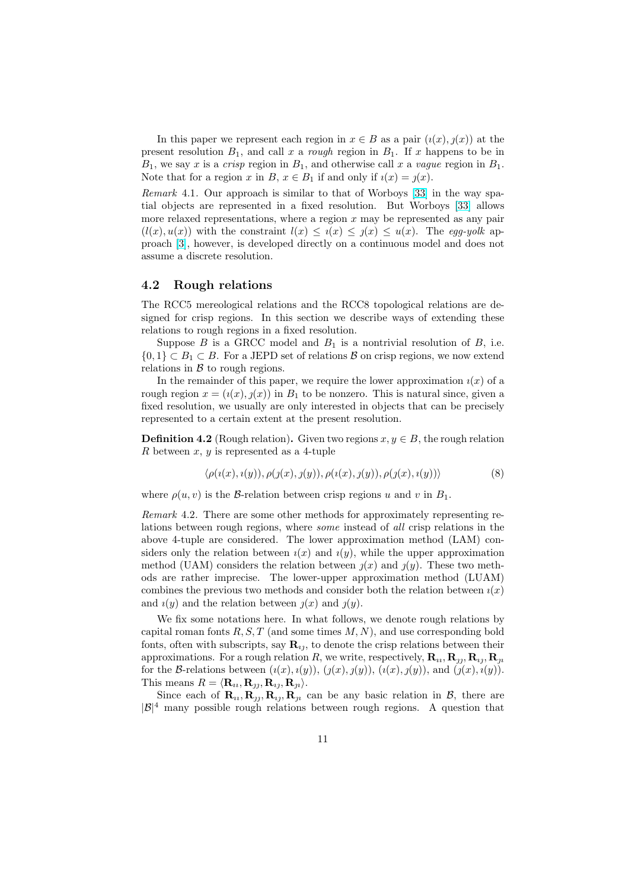In this paper we represent each region in $x \in B$ as a pair $(\imath(x), \jmath(x))$ at the present resolution $B_1$, and call $x$ a *rough* region in $B_1$. If $x$ happens to be in $B_1$, we say $x$ is a *crisp* region in $B_1$, and otherwise call $x$ a *vague* region in $B_1$. Note that for a region $x$ in $B$, $x \in B_1$ if and only if $\imath(x) = \jmath(x)$.

*Remark* 4.1. Our approach is similar to that of Worboys [33] in the way spatial objects are represented in a fixed resolution. But Worboys [33] allows more relaxed representations, where a region $x$ may be represented as any pair $(l(x), u(x))$ with the constraint $l(x) \leq \imath(x) \leq \jmath(x) \leq u(x)$. The *egg-yolk* approach [3], however, is developed directly on a continuous model and does not assume a discrete resolution.

## 4.2 Rough relations

The RCC5 mereological relations and the RCC8 topological relations are designed for crisp regions. In this section we describe ways of extending these relations to rough regions in a fixed resolution.

Suppose $B$ is a GRCC model and $B_1$ is a nontrivial resolution of $B$, i.e. $\{0, 1\} \subset B_1 \subset B$. For a JEPD set of relations $\mathcal{B}$ on crisp regions, we now extend relations in $\mathcal{B}$ to rough regions.

In the remainder of this paper, we require the lower approximation $\imath(x)$ of a rough region $x = (\imath(x), \jmath(x))$ in $B_1$ to be nonzero. This is natural since, given a fixed resolution, we usually are only interested in objects that can be precisely represented to a certain extent at the present resolution.

**Definition 4.2** (Rough relation)**.** Given two regions $x, y \in B$, the rough relation $R$ between $x$, $y$ is represented as a 4-tuple

$$\langle \rho(\imath(x), \imath(y)), \rho(\jmath(x), \jmath(y)), \rho(\imath(x), \jmath(y)), \rho(\jmath(x), \imath(y)) \rangle \tag{8}$$

where $\rho(u, v)$ is the $\mathcal{B}$-relation between crisp regions $u$ and $v$ in $B_1$.

*Remark* 4.2. There are some other methods for approximately representing relations between rough regions, where *some* instead of *all* crisp relations in the above 4-tuple are considered. The lower approximation method (LAM) considers only the relation between $\imath(x)$ and $\imath(y)$, while the upper approximation method (UAM) considers the relation between $\jmath(x)$ and $\jmath(y)$. These two methods are rather imprecise. The lower-upper approximation method (LUAM) combines the previous two methods and consider both the relation between $\imath(x)$ and $\imath(y)$ and the relation between $\jmath(x)$ and $\jmath(y)$.

We fix some notations here. In what follows, we denote rough relations by capital roman fonts $R, S, T$ (and some times $M, N$), and use corresponding bold fonts, often with subscripts, say $\mathbf{R}_{\imath\jmath}$, to denote the crisp relations between their approximations. For a rough relation $R$, we write, respectively, $\mathbf{R}_{\imath\imath}, \mathbf{R}_{\jmath\jmath}, \mathbf{R}_{\imath\jmath}, \mathbf{R}_{\jmath\imath}$ for the $\mathcal{B}$-relations between $(\imath(x), \imath(y))$, $(\jmath(x), \jmath(y))$, $(\imath(x), \jmath(y))$, and $(\jmath(x), \imath(y))$. This means $R = \langle \mathbf{R}_{\imath\imath}, \mathbf{R}_{\jmath\jmath}, \mathbf{R}_{\imath\jmath}, \mathbf{R}_{\jmath\imath} \rangle$.

Since each of $\mathbf{R}_{\imath\imath}, \mathbf{R}_{\jmath\jmath}, \mathbf{R}_{\imath\jmath}, \mathbf{R}_{\jmath\imath}$ can be any basic relation in $\mathcal{B}$, there are $|\mathcal{B}|^4$ many possible rough relations between rough regions. A question that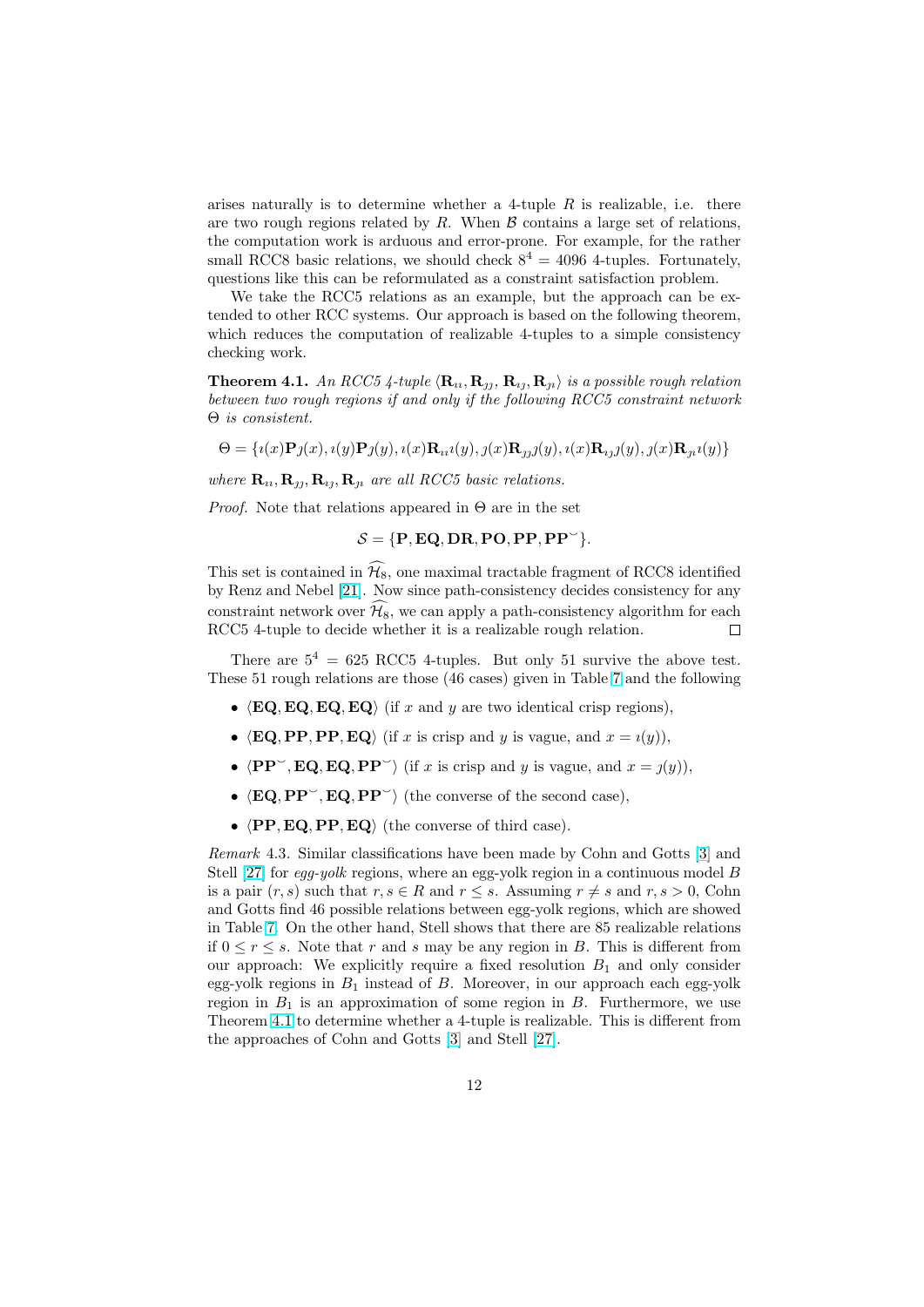arises naturally is to determine whether a 4-tuple $R$ is realizable, i.e. there are two rough regions related by $R$. When $\mathcal{B}$ contains a large set of relations, the computation work is arduous and error-prone. For example, for the rather small RCC8 basic relations, we should check $8^4 = 4096$ 4-tuples. Fortunately, questions like this can be reformulated as a constraint satisfaction problem.

We take the RCC5 relations as an example, but the approach can be extended to other RCC systems. Our approach is based on the following theorem, which reduces the computation of realizable 4-tuples to a simple consistency checking work.

**Theorem 4.1.** *An RCC5 4-tuple $\langle \mathbf{R}_{\imath\imath}, \mathbf{R}_{\jmath\jmath}, \mathbf{R}_{\imath\jmath}, \mathbf{R}_{\jmath\imath}\rangle$ is a possible rough relation between two rough regions if and only if the following RCC5 constraint network $\Theta$ is consistent.*

$$\Theta = \{\imath(x)\mathbf{P}\jmath(x), \imath(y)\mathbf{P}\jmath(y), \imath(x)\mathbf{R}_{\imath\imath}\imath(y), \jmath(x)\mathbf{R}_{\jmath\jmath}\jmath(y), \imath(x)\mathbf{R}_{\imath\jmath}\jmath(y), \jmath(x)\mathbf{R}_{\jmath\imath}\imath(y)\}$$

*where $\mathbf{R}_{\imath\imath}, \mathbf{R}_{\jmath\jmath}, \mathbf{R}_{\imath\jmath}, \mathbf{R}_{\jmath\imath}$ are all RCC5 basic relations.*

*Proof.* Note that relations appeared in $\Theta$ are in the set

$$\mathcal{S} = \{\mathbf{P}, \mathbf{EQ}, \mathbf{DR}, \mathbf{PO}, \mathbf{PP}, \mathbf{PP}^{\smile}\}.$$

This set is contained in $\widehat{\mathcal{H}}_8$, one maximal tractable fragment of RCC8 identified by Renz and Nebel [21]. Now since path-consistency decides consistency for any constraint network over $\widehat{\mathcal{H}}_8$, we can apply a path-consistency algorithm for each RCC5 4-tuple to decide whether it is a realizable rough relation. □

There are $5^4 = 625$ RCC5 4-tuples. But only 51 survive the above test. These 51 rough relations are those (46 cases) given in Table 7 and the following

- $\langle \mathbf{EQ}, \mathbf{EQ}, \mathbf{EQ}, \mathbf{EQ}\rangle$ (if $x$ and $y$ are two identical crisp regions),
- $\langle \mathbf{EQ}, \mathbf{PP}, \mathbf{PP}, \mathbf{EQ}\rangle$ (if $x$ is crisp and $y$ is vague, and $x = \imath(y)$),
- $\langle \mathbf{PP}^{\smile}, \mathbf{EQ}, \mathbf{EQ}, \mathbf{PP}^{\smile}\rangle$ (if $x$ is crisp and $y$ is vague, and $x = \jmath(y)$),
- $\langle \mathbf{EQ}, \mathbf{PP}^{\smile}, \mathbf{EQ}, \mathbf{PP}^{\smile}\rangle$ (the converse of the second case),
- $\langle \mathbf{PP}, \mathbf{EQ}, \mathbf{PP}, \mathbf{EQ}\rangle$ (the converse of third case).

*Remark* 4.3. Similar classifications have been made by Cohn and Gotts [3] and Stell [27] for *egg-yolk* regions, where an egg-yolk region in a continuous model $B$ is a pair $(r, s)$ such that $r, s \in R$ and $r \leq s$. Assuming $r \neq s$ and $r, s > 0$, Cohn and Gotts find 46 possible relations between egg-yolk regions, which are showed in Table 7. On the other hand, Stell shows that there are 85 realizable relations if $0 \leq r \leq s$. Note that $r$ and $s$ may be any region in $B$. This is different from our approach: We explicitly require a fixed resolution $B_1$ and only consider egg-yolk regions in $B_1$ instead of $B$. Moreover, in our approach each egg-yolk region in $B_1$ is an approximation of some region in $B$. Furthermore, we use Theorem 4.1 to determine whether a 4-tuple is realizable. This is different from the approaches of Cohn and Gotts [3] and Stell [27].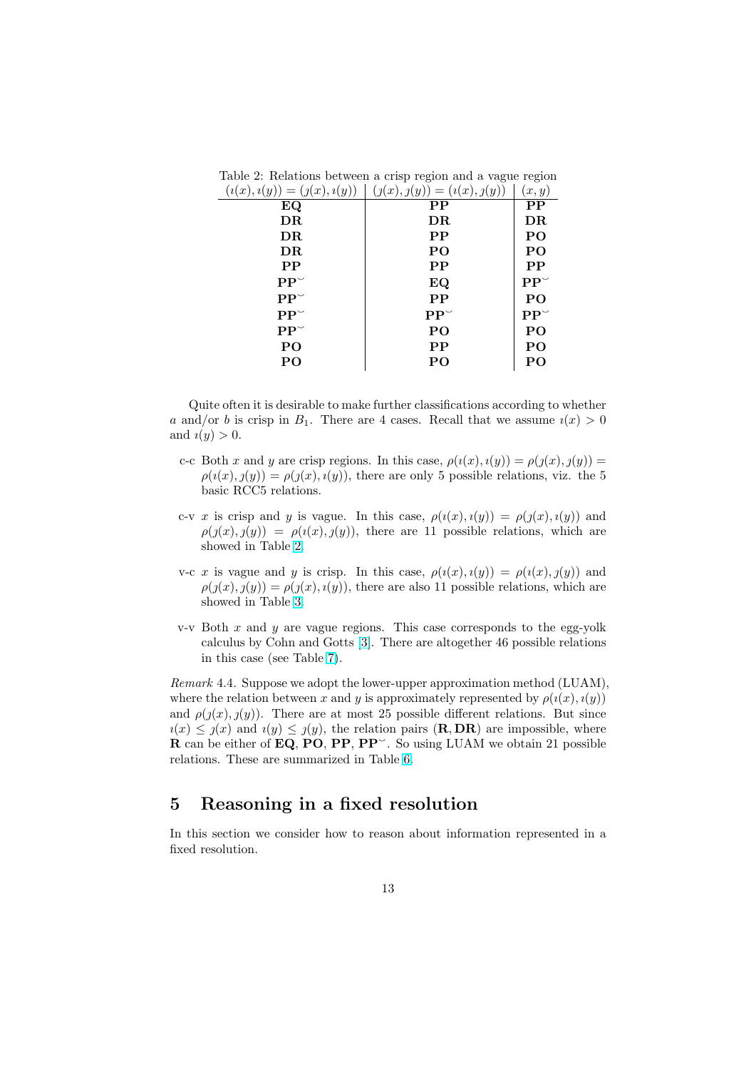Table 2: Relations between a crisp region and a vague region

| $(\imath(x), \imath(y)) = (\jmath(x), \imath(y))$ | $(\jmath(x), \jmath(y)) = (\imath(x), \jmath(y))$ | $(x, y)$ |
|---|---|---|
| **EQ** | **PP** | **PP** |
| **DR** | **DR** | **DR** |
| **DR** | **PP** | **PO** |
| **DR** | **PO** | **PO** |
| **PP** | **PP** | **PP** |
| $\mathbf{PP}^{\smile}$ | **EQ** | $\mathbf{PP}^{\smile}$ |
| $\mathbf{PP}^{\smile}$ | **PP** | **PO** |
| $\mathbf{PP}^{\smile}$ | $\mathbf{PP}^{\smile}$ | $\mathbf{PP}^{\smile}$ |
| $\mathbf{PP}^{\smile}$ | **PO** | **PO** |
| **PO** | **PP** | **PO** |
| **PO** | **PO** | **PO** |

Quite often it is desirable to make further classifications according to whether $a$ and/or $b$ is crisp in $B_1$. There are 4 cases. Recall that we assume $\imath(x) > 0$ and $\imath(y) > 0$.

- c-c Both $x$ and $y$ are crisp regions. In this case, $\rho(\imath(x), \imath(y)) = \rho(\jmath(x), \jmath(y)) = \rho(\imath(x), \jmath(y)) = \rho(\jmath(x), \imath(y))$, there are only 5 possible relations, viz. the 5 basic RCC5 relations.
- c-v $x$ is crisp and $y$ is vague. In this case, $\rho(\imath(x), \imath(y)) = \rho(\jmath(x), \imath(y))$ and $\rho(\jmath(x), \jmath(y)) = \rho(\imath(x), \jmath(y))$, there are 11 possible relations, which are showed in Table 2.
- v-c $x$ is vague and $y$ is crisp. In this case, $\rho(\imath(x), \imath(y)) = \rho(\imath(x), \jmath(y))$ and $\rho(\jmath(x), \jmath(y)) = \rho(\jmath(x), \imath(y))$, there are also 11 possible relations, which are showed in Table 3.
- v-v Both $x$ and $y$ are vague regions. This case corresponds to the egg-yolk calculus by Cohn and Gotts [3]. There are altogether 46 possible relations in this case (see Table 7).

*Remark* 4.4. Suppose we adopt the lower-upper approximation method (LUAM), where the relation between $x$ and $y$ is approximately represented by $\rho(\imath(x), \imath(y))$ and $\rho(\jmath(x), \jmath(y))$. There are at most 25 possible different relations. But since $\imath(x) \leq \jmath(x)$ and $\imath(y) \leq \jmath(y)$, the relation pairs $(\mathbf{R}, \mathbf{DR})$ are impossible, where $\mathbf{R}$ can be either of $\mathbf{EQ}$, $\mathbf{PO}$, $\mathbf{PP}$, $\mathbf{PP}^{\smile}$. So using LUAM we obtain 21 possible relations. These are summarized in Table 6.

## 5 Reasoning in a fixed resolution

In this section we consider how to reason about information represented in a fixed resolution.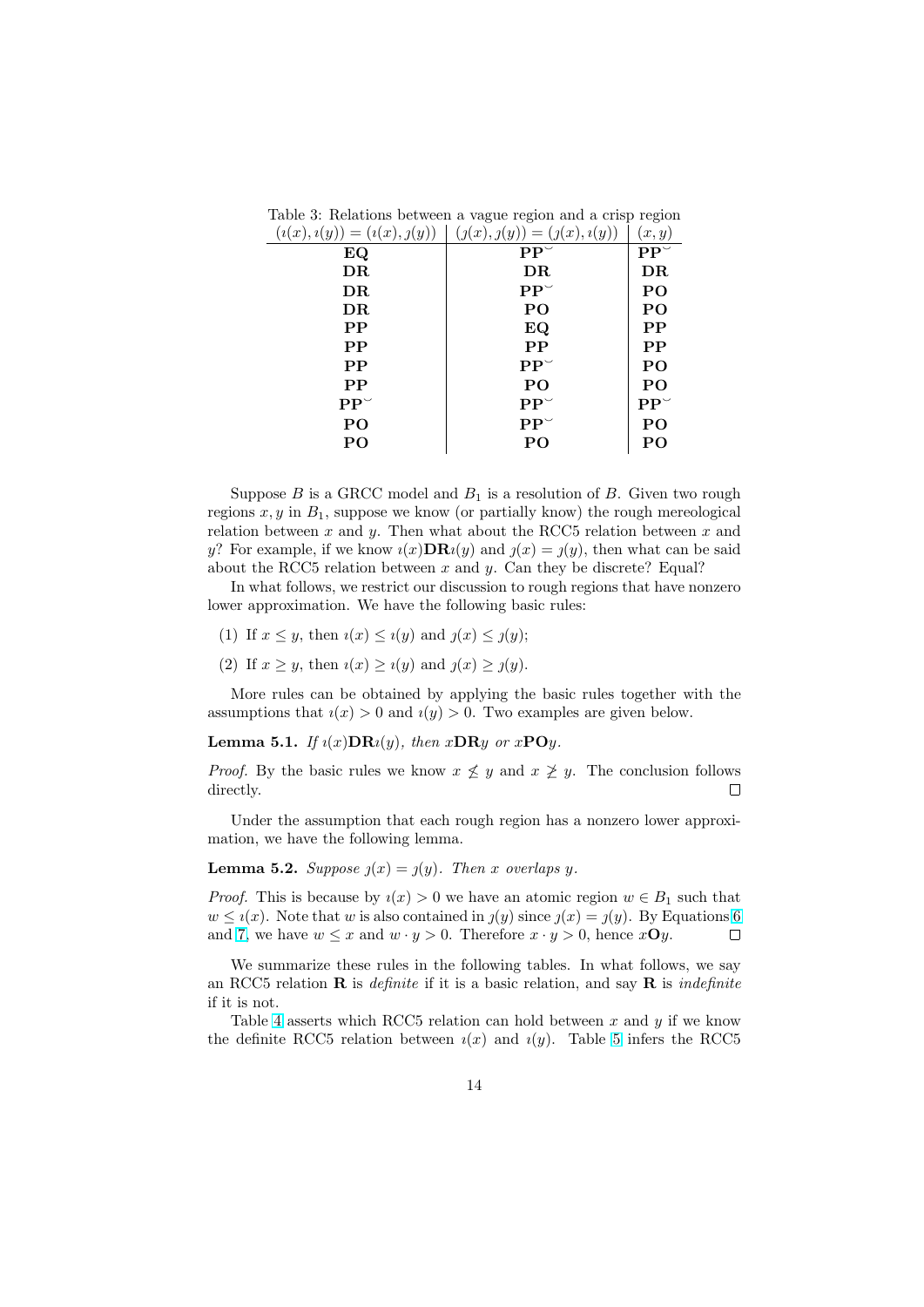Table 3: Relations between a vague region and a crisp region

| $(\imath(x), \imath(y)) = (\imath(x), \jmath(y))$ | $(\jmath(x), \jmath(y)) = (\jmath(x), \imath(y))$ | $(x, y)$ |
|---|---|---|
| **EQ** | $\mathbf{PP}^{\smile}$ | $\mathbf{PP}^{\smile}$ |
| **DR** | **DR** | **DR** |
| **DR** | $\mathbf{PP}^{\smile}$ | **PO** |
| **DR** | **PO** | **PO** |
| **PP** | **EQ** | **PP** |
| **PP** | **PP** | **PP** |
| **PP** | $\mathbf{PP}^{\smile}$ | **PO** |
| **PP** | **PO** | **PO** |
| $\mathbf{PP}^{\smile}$ | $\mathbf{PP}^{\smile}$ | $\mathbf{PP}^{\smile}$ |
| **PO** | $\mathbf{PP}^{\smile}$ | **PO** |
| **PO** | **PO** | **PO** |

Suppose $B$ is a GRCC model and $B_1$ is a resolution of $B$. Given two rough regions $x, y$ in $B_1$, suppose we know (or partially know) the rough mereological relation between $x$ and $y$. Then what about the RCC5 relation between $x$ and $y$? For example, if we know $\imath(x)\mathbf{DR}\imath(y)$ and $\jmath(x) = \jmath(y)$, then what can be said about the RCC5 relation between $x$ and $y$. Can they be discrete? Equal?

In what follows, we restrict our discussion to rough regions that have nonzero lower approximation. We have the following basic rules:

(1) If $x \leq y$, then $\imath(x) \leq \imath(y)$ and $\jmath(x) \leq \jmath(y)$;

(2) If $x \geq y$, then $\imath(x) \geq \imath(y)$ and $\jmath(x) \geq \jmath(y)$.

More rules can be obtained by applying the basic rules together with the assumptions that $\imath(x) > 0$ and $\imath(y) > 0$. Two examples are given below.

**Lemma 5.1.** *If $\imath(x)\mathbf{DR}\imath(y)$, then $x\mathbf{DR}y$ or $x\mathbf{PO}y$.*

*Proof.* By the basic rules we know $x \not\leq y$ and $x \not\geq y$. The conclusion follows directly. □

Under the assumption that each rough region has a nonzero lower approximation, we have the following lemma.

**Lemma 5.2.** *Suppose $\jmath(x) = \jmath(y)$. Then $x$ overlaps $y$.*

*Proof.* This is because by $\imath(x) > 0$ we have an atomic region $w \in B_1$ such that $w \leq \imath(x)$. Note that $w$ is also contained in $\jmath(y)$ since $\jmath(x) = \jmath(y)$. By Equations 6 and 7, we have $w \leq x$ and $w \cdot y > 0$. Therefore $x \cdot y > 0$, hence $x\mathbf{O}y$. □

We summarize these rules in the following tables. In what follows, we say an RCC5 relation $\mathbf{R}$ is *definite* if it is a basic relation, and say $\mathbf{R}$ is *indefinite* if it is not.

Table 4 asserts which RCC5 relation can hold between $x$ and $y$ if we know the definite RCC5 relation between $\imath(x)$ and $\imath(y)$. Table 5 infers the RCC5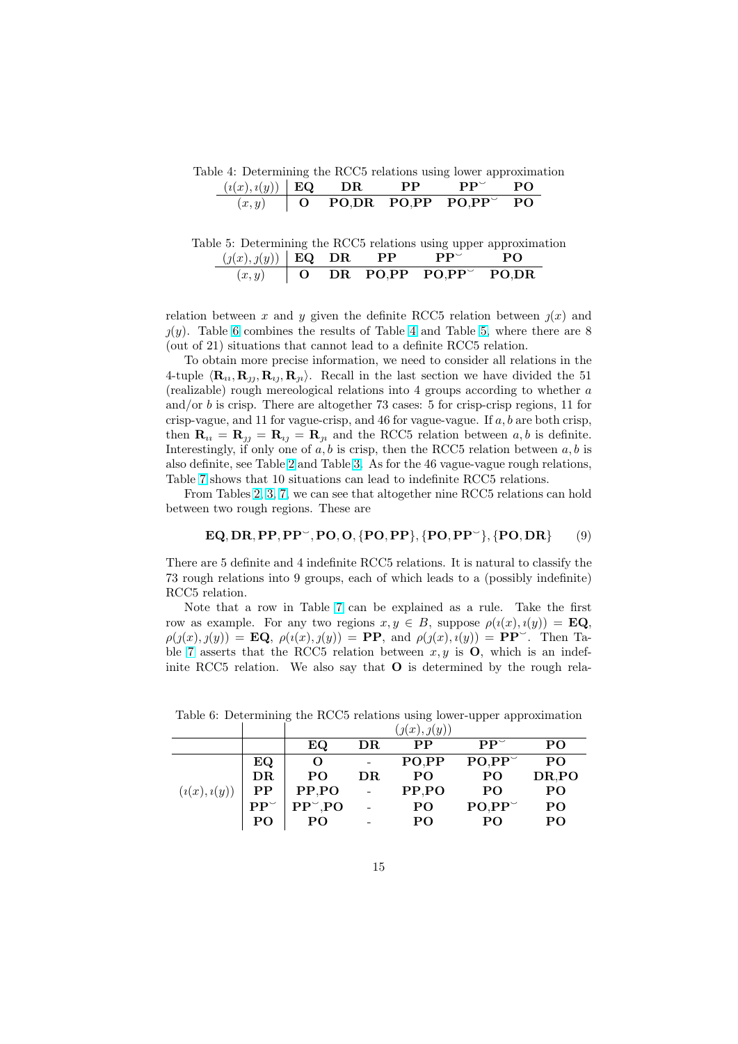Table 4: Determining the RCC5 relations using lower approximation

| $(\imath(x),\imath(y))$ | **EQ** | **DR** | **PP** | $\mathbf{PP}^{\smile}$ | **PO** |
|---|---|---|---|---|---|
| $(x,y)$ | **O** | **PO**,**DR** | **PO**,**PP** | **PO**,$\mathbf{PP}^{\smile}$ | **PO** |

Table 5: Determining the RCC5 relations using upper approximation

| $(\jmath(x),\jmath(y))$ | **EQ** | **DR** | **PP** | $\mathbf{PP}^{\smile}$ | **PO** |
|---|---|---|---|---|---|
| $(x,y)$ | **O** | **DR** | **PO**,**PP** | **PO**,$\mathbf{PP}^{\smile}$ | **PO**,**DR** |

relation between $x$ and $y$ given the definite RCC5 relation between $\jmath(x)$ and $\jmath(y)$. Table 6 combines the results of Table 4 and Table 5, where there are 8 (out of 21) situations that cannot lead to a definite RCC5 relation.

To obtain more precise information, we need to consider all relations in the 4-tuple $\langle \mathbf{R}_{\imath\imath}, \mathbf{R}_{\jmath\jmath}, \mathbf{R}_{\imath\jmath}, \mathbf{R}_{\jmath\imath}\rangle$. Recall in the last section we have divided the 51 (realizable) rough mereological relations into 4 groups according to whether $a$ and/or $b$ is crisp. There are altogether 73 cases: 5 for crisp-crisp regions, 11 for crisp-vague, and 11 for vague-crisp, and 46 for vague-vague. If $a, b$ are both crisp, then $\mathbf{R}_{\imath\imath} = \mathbf{R}_{\jmath\jmath} = \mathbf{R}_{\imath\jmath} = \mathbf{R}_{\jmath\imath}$ and the RCC5 relation between $a, b$ is definite. Interestingly, if only one of $a, b$ is crisp, then the RCC5 relation between $a, b$ is also definite, see Table 2 and Table 3. As for the 46 vague-vague rough relations, Table 7 shows that 10 situations can lead to indefinite RCC5 relations.

From Tables 2, 3, 7, we can see that altogether nine RCC5 relations can hold between two rough regions. These are

$$\mathbf{EQ}, \mathbf{DR}, \mathbf{PP}, \mathbf{PP}^{\smile}, \mathbf{PO}, \mathbf{O}, \{\mathbf{PO}, \mathbf{PP}\}, \{\mathbf{PO}, \mathbf{PP}^{\smile}\}, \{\mathbf{PO}, \mathbf{DR}\} \qquad (9)$$

There are 5 definite and 4 indefinite RCC5 relations. It is natural to classify the 73 rough relations into 9 groups, each of which leads to a (possibly indefinite) RCC5 relation.

Note that a row in Table 7 can be explained as a rule. Take the first row as example. For any two regions $x, y \in B$, suppose $\rho(\imath(x), \imath(y)) = \mathbf{EQ}$, $\rho(\jmath(x), \jmath(y)) = \mathbf{EQ}$, $\rho(\imath(x), \jmath(y)) = \mathbf{PP}$, and $\rho(\jmath(x), \imath(y)) = \mathbf{PP}^{\smile}$. Then Table 7 asserts that the RCC5 relation between $x, y$ is **O**, which is an indefinite RCC5 relation. We also say that **O** is determined by the rough rela-

Table 6: Determining the RCC5 relations using lower-upper approximation

| | | $(\jmath(x),\jmath(y))$ | | | | |
|---|---|---|---|---|---|---|
| | | **EQ** | **DR** | **PP** | $\mathbf{PP}^{\smile}$ | **PO** |
| $(\imath(x),\imath(y))$ | **EQ** | **O** | - | **PO**,**PP** | **PO**,$\mathbf{PP}^{\smile}$ | **PO** |
| | **DR** | **PO** | **DR** | **PO** | **PO** | **DR**,**PO** |
| | **PP** | **PP**,**PO** | - | **PP**,**PO** | **PO** | **PO** |
| | $\mathbf{PP}^{\smile}$ | $\mathbf{PP}^{\smile}$,**PO** | - | **PO** | **PO**,$\mathbf{PP}^{\smile}$ | **PO** |
| | **PO** | **PO** | - | **PO** | **PO** | **PO** |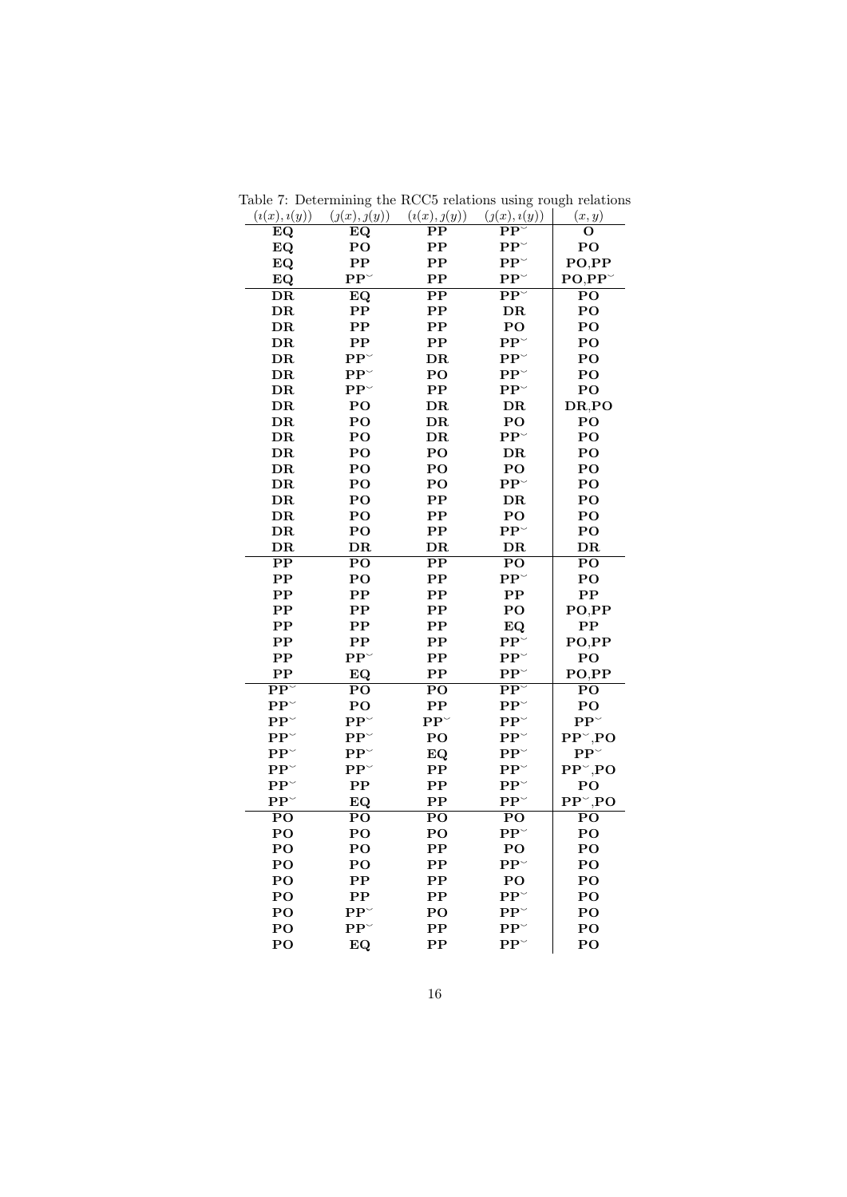Table 7: Determining the RCC5 relations using rough relations

| $(\imath(x), \imath(y))$ | $(\jmath(x), \jmath(y))$ | $(\imath(x), \jmath(y))$ | $(\jmath(x), \imath(y))$ | $(x, y)$ |
|---|---|---|---|---|
| **EQ** | **EQ** | **PP** | $\mathbf{PP}^{\smile}$ | **O** |
| **EQ** | **PO** | **PP** | $\mathbf{PP}^{\smile}$ | **PO** |
| **EQ** | **PP** | **PP** | $\mathbf{PP}^{\smile}$ | **PO**,**PP** |
| **EQ** | $\mathbf{PP}^{\smile}$ | **PP** | $\mathbf{PP}^{\smile}$ | **PO**,$\mathbf{PP}^{\smile}$ |
| **DR** | **EQ** | **PP** | $\mathbf{PP}^{\smile}$ | **PO** |
| **DR** | **PP** | **PP** | **DR** | **PO** |
| **DR** | **PP** | **PP** | **PO** | **PO** |
| **DR** | **PP** | **PP** | $\mathbf{PP}^{\smile}$ | **PO** |
| **DR** | $\mathbf{PP}^{\smile}$ | **DR** | $\mathbf{PP}^{\smile}$ | **PO** |
| **DR** | $\mathbf{PP}^{\smile}$ | **PO** | $\mathbf{PP}^{\smile}$ | **PO** |
| **DR** | $\mathbf{PP}^{\smile}$ | **PP** | $\mathbf{PP}^{\smile}$ | **PO** |
| **DR** | **PO** | **DR** | **DR** | **DR**,**PO** |
| **DR** | **PO** | **DR** | **PO** | **PO** |
| **DR** | **PO** | **DR** | $\mathbf{PP}^{\smile}$ | **PO** |
| **DR** | **PO** | **PO** | **DR** | **PO** |
| **DR** | **PO** | **PO** | **PO** | **PO** |
| **DR** | **PO** | **PO** | $\mathbf{PP}^{\smile}$ | **PO** |
| **DR** | **PO** | **PP** | **DR** | **PO** |
| **DR** | **PO** | **PP** | **PO** | **PO** |
| **DR** | **PO** | **PP** | $\mathbf{PP}^{\smile}$ | **PO** |
| **DR** | **DR** | **DR** | **DR** | **DR** |
| **PP** | **PO** | **PP** | **PO** | **PO** |
| **PP** | **PO** | **PP** | $\mathbf{PP}^{\smile}$ | **PO** |
| **PP** | **PP** | **PP** | **PP** | **PP** |
| **PP** | **PP** | **PP** | **PO** | **PO**,**PP** |
| **PP** | **PP** | **PP** | **EQ** | **PP** |
| **PP** | **PP** | **PP** | $\mathbf{PP}^{\smile}$ | **PO**,**PP** |
| **PP** | $\mathbf{PP}^{\smile}$ | **PP** | $\mathbf{PP}^{\smile}$ | **PO** |
| **PP** | **EQ** | **PP** | $\mathbf{PP}^{\smile}$ | **PO**,**PP** |
| $\mathbf{PP}^{\smile}$ | **PO** | **PO** | $\mathbf{PP}^{\smile}$ | **PO** |
| $\mathbf{PP}^{\smile}$ | **PO** | **PP** | $\mathbf{PP}^{\smile}$ | **PO** |
| $\mathbf{PP}^{\smile}$ | $\mathbf{PP}^{\smile}$ | $\mathbf{PP}^{\smile}$ | $\mathbf{PP}^{\smile}$ | $\mathbf{PP}^{\smile}$ |
| $\mathbf{PP}^{\smile}$ | $\mathbf{PP}^{\smile}$ | **PO** | $\mathbf{PP}^{\smile}$ | $\mathbf{PP}^{\smile}$,**PO** |
| $\mathbf{PP}^{\smile}$ | $\mathbf{PP}^{\smile}$ | **EQ** | $\mathbf{PP}^{\smile}$ | $\mathbf{PP}^{\smile}$ |
| $\mathbf{PP}^{\smile}$ | $\mathbf{PP}^{\smile}$ | **PP** | $\mathbf{PP}^{\smile}$ | $\mathbf{PP}^{\smile}$,**PO** |
| $\mathbf{PP}^{\smile}$ | **PP** | **PP** | $\mathbf{PP}^{\smile}$ | **PO** |
| $\mathbf{PP}^{\smile}$ | **EQ** | **PP** | $\mathbf{PP}^{\smile}$ | $\mathbf{PP}^{\smile}$,**PO** |
| **PO** | **PO** | **PO** | **PO** | **PO** |
| **PO** | **PO** | **PO** | $\mathbf{PP}^{\smile}$ | **PO** |
| **PO** | **PO** | **PP** | **PO** | **PO** |
| **PO** | **PO** | **PP** | $\mathbf{PP}^{\smile}$ | **PO** |
| **PO** | **PP** | **PP** | **PO** | **PO** |
| **PO** | **PP** | **PP** | $\mathbf{PP}^{\smile}$ | **PO** |
| **PO** | $\mathbf{PP}^{\smile}$ | **PO** | $\mathbf{PP}^{\smile}$ | **PO** |
| **PO** | $\mathbf{PP}^{\smile}$ | **PP** | $\mathbf{PP}^{\smile}$ | **PO** |
| **PO** | **EQ** | **PP** | $\mathbf{PP}^{\smile}$ | **PO** |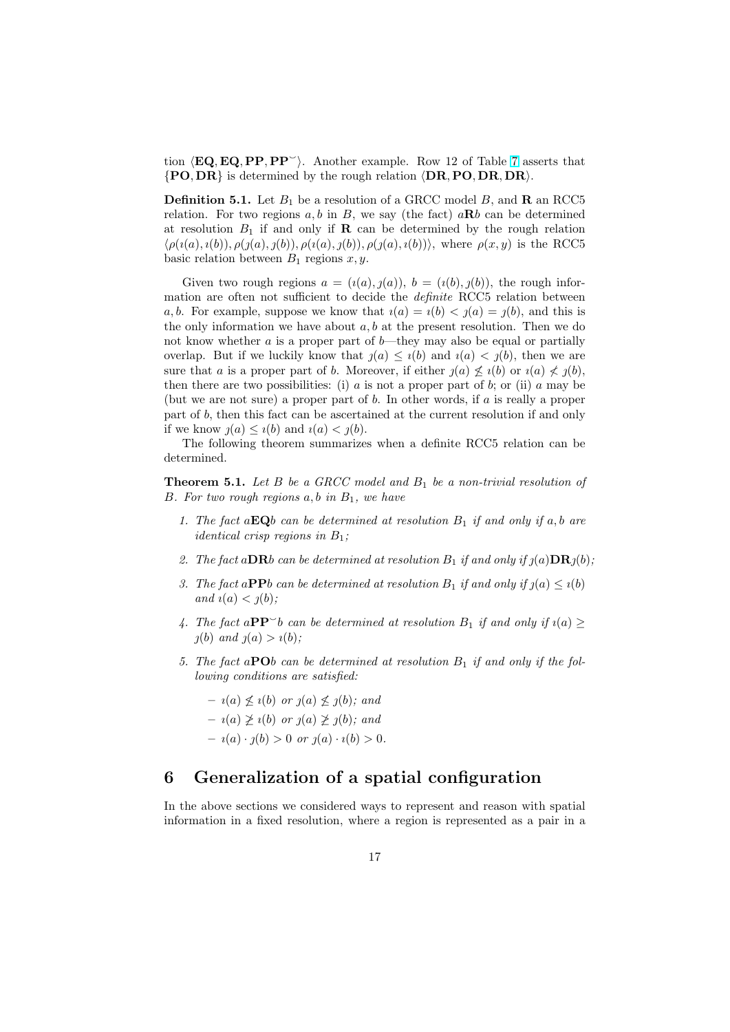tion $\langle \mathbf{EQ}, \mathbf{EQ}, \mathbf{PP}, \mathbf{PP}^{\smile} \rangle$. Another example. Row 12 of Table 7 asserts that $\{\mathbf{PO}, \mathbf{DR}\}$ is determined by the rough relation $\langle \mathbf{DR}, \mathbf{PO}, \mathbf{DR}, \mathbf{DR} \rangle$.

**Definition 5.1.** Let $B_1$ be a resolution of a GRCC model $B$, and $\mathbf{R}$ an RCC5 relation. For two regions $a, b$ in $B$, we say (the fact) $a\mathbf{R}b$ can be determined at resolution $B_1$ if and only if $\mathbf{R}$ can be determined by the rough relation $\langle \rho(\imath(a), \imath(b)), \rho(\jmath(a), \jmath(b)), \rho(\imath(a), \jmath(b)), \rho(\jmath(a), \imath(b)) \rangle$, where $\rho(x, y)$ is the RCC5 basic relation between $B_1$ regions $x, y$.

Given two rough regions $a = (\imath(a), \jmath(a))$, $b = (\imath(b), \jmath(b))$, the rough information are often not sufficient to decide the *definite* RCC5 relation between $a, b$. For example, suppose we know that $\imath(a) = \imath(b) < \jmath(a) = \jmath(b)$, and this is the only information we have about $a, b$ at the present resolution. Then we do not know whether $a$ is a proper part of $b$—they may also be equal or partially overlap. But if we luckily know that $\jmath(a) \leq \imath(b)$ and $\imath(a) < \jmath(b)$, then we are sure that $a$ is a proper part of $b$. Moreover, if either $\jmath(a) \not\leq \imath(b)$ or $\imath(a) \not< \jmath(b)$, then there are two possibilities: (i) $a$ is not a proper part of $b$; or (ii) $a$ may be (but we are not sure) a proper part of $b$. In other words, if $a$ is really a proper part of $b$, then this fact can be ascertained at the current resolution if and only if we know $\jmath(a) \leq \imath(b)$ and $\imath(a) < \jmath(b)$.

The following theorem summarizes when a definite RCC5 relation can be determined.

**Theorem 5.1.** *Let $B$ be a GRCC model and $B_1$ be a non-trivial resolution of $B$. For two rough regions $a, b$ in $B_1$, we have*

1. *The fact $a\mathbf{EQ}b$ can be determined at resolution $B_1$ if and only if $a, b$ are identical crisp regions in $B_1$;*
2. *The fact $a\mathbf{DR}b$ can be determined at resolution $B_1$ if and only if $\jmath(a)\mathbf{DR}\jmath(b)$;*
3. *The fact $a\mathbf{PP}b$ can be determined at resolution $B_1$ if and only if $\jmath(a) \leq \imath(b)$ and $\imath(a) < \jmath(b)$;*
4. *The fact $a\mathbf{PP}^{\smile}b$ can be determined at resolution $B_1$ if and only if $\imath(a) \geq \jmath(b)$ and $\jmath(a) > \imath(b)$;*
5. *The fact $a\mathbf{PO}b$ can be determined at resolution $B_1$ if and only if the following conditions are satisfied:*
   - *$\imath(a) \not\leq \imath(b)$ or $\jmath(a) \not\leq \jmath(b)$; and*
   - *$\imath(a) \not\geq \imath(b)$ or $\jmath(a) \not\geq \jmath(b)$; and*
   - *$\imath(a) \cdot \jmath(b) > 0$ or $\jmath(a) \cdot \imath(b) > 0$.*

## 6 Generalization of a spatial configuration

In the above sections we considered ways to represent and reason with spatial information in a fixed resolution, where a region is represented as a pair in a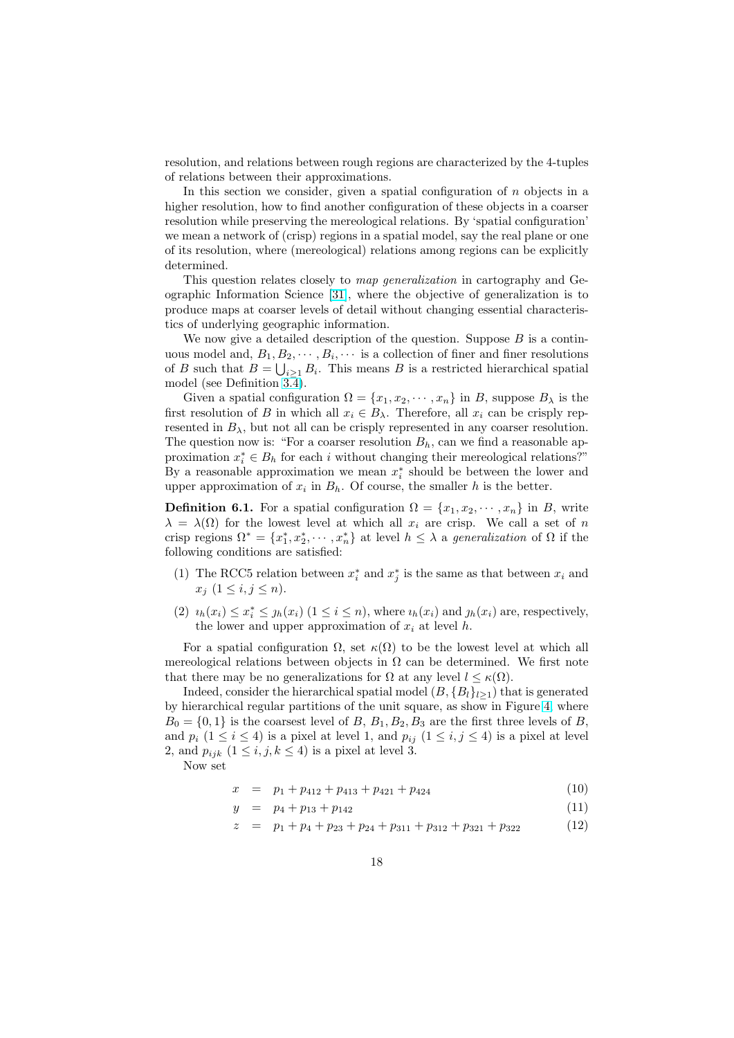resolution, and relations between rough regions are characterized by the 4-tuples of relations between their approximations.

In this section we consider, given a spatial configuration of $n$ objects in a higher resolution, how to find another configuration of these objects in a coarser resolution while preserving the mereological relations. By 'spatial configuration' we mean a network of (crisp) regions in a spatial model, say the real plane or one of its resolution, where (mereological) relations among regions can be explicitly determined.

This question relates closely to *map generalization* in cartography and Geographic Information Science [31], where the objective of generalization is to produce maps at coarser levels of detail without changing essential characteristics of underlying geographic information.

We now give a detailed description of the question. Suppose $B$ is a continuous model and, $B_1, B_2, \cdots, B_i, \cdots$ is a collection of finer and finer resolutions of $B$ such that $B = \bigcup_{i \geq 1} B_i$. This means $B$ is a restricted hierarchical spatial model (see Definition 3.4).

Given a spatial configuration $\Omega = \{x_1, x_2, \cdots, x_n\}$ in $B$, suppose $B_\lambda$ is the first resolution of $B$ in which all $x_i \in B_\lambda$. Therefore, all $x_i$ can be crisply represented in $B_\lambda$, but not all can be crisply represented in any coarser resolution. The question now is: "For a coarser resolution $B_h$, can we find a reasonable approximation $x_i^* \in B_h$ for each $i$ without changing their mereological relations?" By a reasonable approximation we mean $x_i^*$ should be between the lower and upper approximation of $x_i$ in $B_h$. Of course, the smaller $h$ is the better.

**Definition 6.1.** For a spatial configuration $\Omega = \{x_1, x_2, \cdots, x_n\}$ in $B$, write $\lambda = \lambda(\Omega)$ for the lowest level at which all $x_i$ are crisp. We call a set of $n$ crisp regions $\Omega^* = \{x_1^*, x_2^*, \cdots, x_n^*\}$ at level $h \leq \lambda$ a *generalization* of $\Omega$ if the following conditions are satisfied:

(1) The RCC5 relation between $x_i^*$ and $x_j^*$ is the same as that between $x_i$ and $x_j$ $(1 \leq i, j \leq n)$.

(2) $\imath_h(x_i) \leq x_i^* \leq \jmath_h(x_i)$ $(1 \leq i \leq n)$, where $\imath_h(x_i)$ and $\jmath_h(x_i)$ are, respectively, the lower and upper approximation of $x_i$ at level $h$.

For a spatial configuration $\Omega$, set $\kappa(\Omega)$ to be the lowest level at which all mereological relations between objects in $\Omega$ can be determined. We first note that there may be no generalizations for $\Omega$ at any level $l \leq \kappa(\Omega)$.

Indeed, consider the hierarchical spatial model $(B, \{B_l\}_{l \geq 1})$ that is generated by hierarchical regular partitions of the unit square, as show in Figure 4, where $B_0 = \{0, 1\}$ is the coarsest level of $B$, $B_1, B_2, B_3$ are the first three levels of $B$, and $p_i$ $(1 \leq i \leq 4)$ is a pixel at level 1, and $p_{ij}$ $(1 \leq i, j \leq 4)$ is a pixel at level 2, and $p_{ijk}$ $(1 \leq i, j, k \leq 4)$ is a pixel at level 3.

Now set

$$x = p_1 + p_{412} + p_{413} + p_{421} + p_{424} \tag{10}$$

$$y = p_4 + p_{13} + p_{142} \tag{11}$$

$$z = p_1 + p_4 + p_{23} + p_{24} + p_{311} + p_{312} + p_{321} + p_{322} \tag{12}$$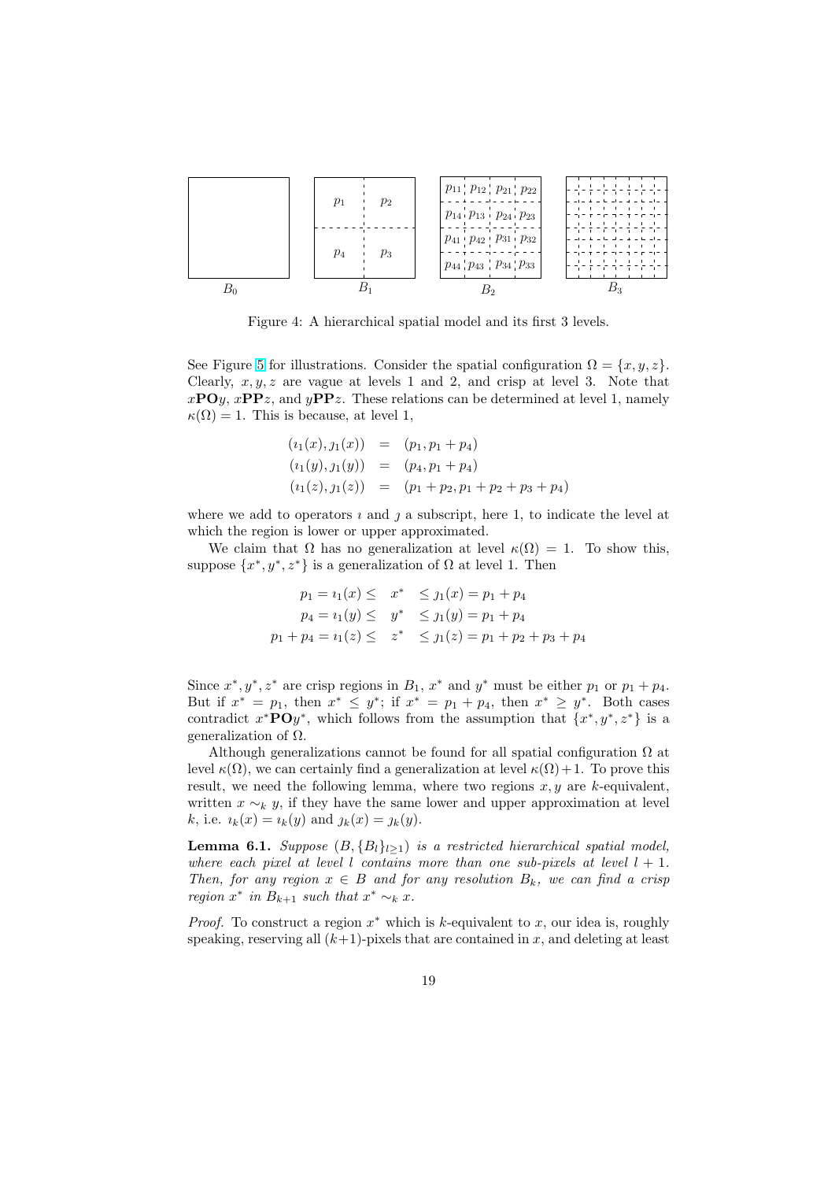Figure 4: A hierarchical spatial model and its first 3 levels.

See Figure 5 for illustrations. Consider the spatial configuration $\Omega = \{x, y, z\}$. Clearly, $x, y, z$ are vague at levels 1 and 2, and crisp at level 3. Note that $x\mathbf{PO}y$, $x\mathbf{PP}z$, and $y\mathbf{PP}z$. These relations can be determined at level 1, namely $\kappa(\Omega) = 1$. This is because, at level 1,

$$\begin{aligned}
(\imath_1(x), \jmath_1(x)) &= (p_1, p_1 + p_4) \\
(\imath_1(y), \jmath_1(y)) &= (p_4, p_1 + p_4) \\
(\imath_1(z), \jmath_1(z)) &= (p_1 + p_2, p_1 + p_2 + p_3 + p_4)
\end{aligned}$$

where we add to operators $\imath$ and $\jmath$ a subscript, here 1, to indicate the level at which the region is lower or upper approximated.

We claim that $\Omega$ has no generalization at level $\kappa(\Omega) = 1$. To show this, suppose $\{x^*, y^*, z^*\}$ is a generalization of $\Omega$ at level 1. Then

$$\begin{aligned}
p_1 = \imath_1(x) \leq \quad x^* &\leq \jmath_1(x) = p_1 + p_4 \\
p_4 = \imath_1(y) \leq \quad y^* &\leq \jmath_1(y) = p_1 + p_4 \\
p_1 + p_4 = \imath_1(z) \leq \quad z^* &\leq \jmath_1(z) = p_1 + p_2 + p_3 + p_4
\end{aligned}$$

Since $x^*, y^*, z^*$ are crisp regions in $B_1$, $x^*$ and $y^*$ must be either $p_1$ or $p_1 + p_4$. But if $x^* = p_1$, then $x^* \leq y^*$; if $x^* = p_1 + p_4$, then $x^* \geq y^*$. Both cases contradict $x^*\mathbf{PO}y^*$, which follows from the assumption that $\{x^*, y^*, z^*\}$ is a generalization of $\Omega$.

Although generalizations cannot be found for all spatial configuration $\Omega$ at level $\kappa(\Omega)$, we can certainly find a generalization at level $\kappa(\Omega)+1$. To prove this result, we need the following lemma, where two regions $x, y$ are $k$-equivalent, written $x \sim_k y$, if they have the same lower and upper approximation at level $k$, i.e. $\imath_k(x) = \imath_k(y)$ and $\jmath_k(x) = \jmath_k(y)$.

**Lemma 6.1.** *Suppose $(B, \{B_l\}_{l\geq 1})$ is a restricted hierarchical spatial model, where each pixel at level $l$ contains more than one sub-pixels at level $l+1$. Then, for any region $x \in B$ and for any resolution $B_k$, we can find a crisp region $x^*$ in $B_{k+1}$ such that $x^* \sim_k x$.*

*Proof.* To construct a region $x^*$ which is $k$-equivalent to $x$, our idea is, roughly speaking, reserving all $(k+1)$-pixels that are contained in $x$, and deleting at least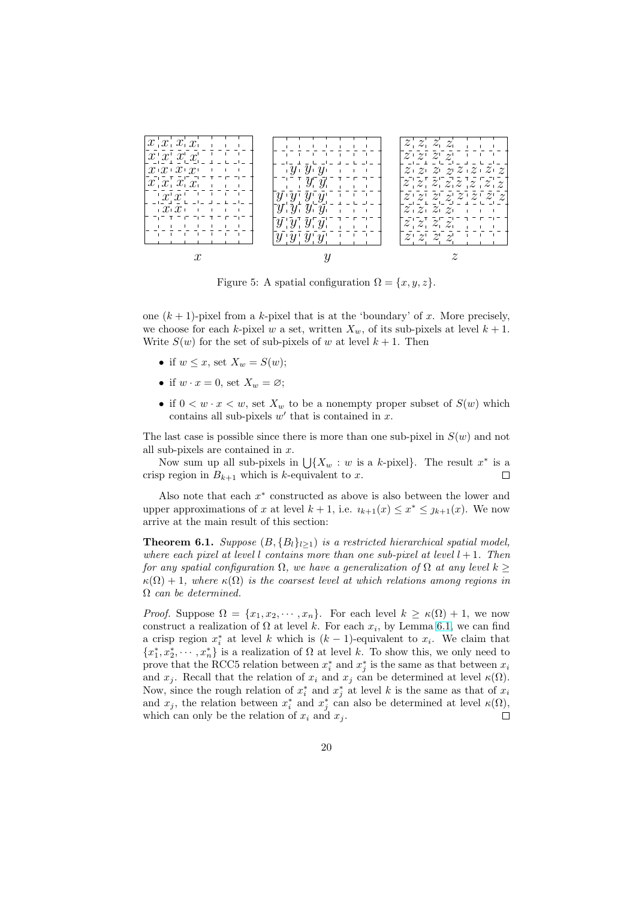Figure 5: A spatial configuration $\Omega = \{x, y, z\}$.

one $(k+1)$-pixel from a $k$-pixel that is at the 'boundary' of $x$. More precisely, we choose for each $k$-pixel $w$ a set, written $X_w$, of its sub-pixels at level $k+1$. Write $S(w)$ for the set of sub-pixels of $w$ at level $k+1$. Then

- if $w \leq x$, set $X_w = S(w)$;
- if $w \cdot x = 0$, set $X_w = \varnothing$;
- if $0 < w \cdot x < w$, set $X_w$ to be a nonempty proper subset of $S(w)$ which contains all sub-pixels $w'$ that is contained in $x$.

The last case is possible since there is more than one sub-pixel in $S(w)$ and not all sub-pixels are contained in $x$.

Now sum up all sub-pixels in $\bigcup\{X_w : w \text{ is a } k\text{-pixel}\}$. The result $x^*$ is a crisp region in $B_{k+1}$ which is $k$-equivalent to $x$. □

Also note that each $x^*$ constructed as above is also between the lower and upper approximations of $x$ at level $k+1$, i.e. $\imath_{k+1}(x) \leq x^* \leq \jmath_{k+1}(x)$. We now arrive at the main result of this section:

**Theorem 6.1.** *Suppose $(B, \{B_l\}_{l\geq 1})$ is a restricted hierarchical spatial model, where each pixel at level $l$ contains more than one sub-pixel at level $l+1$. Then for any spatial configuration $\Omega$, we have a generalization of $\Omega$ at any level $k \geq \kappa(\Omega)+1$, where $\kappa(\Omega)$ is the coarsest level at which relations among regions in $\Omega$ can be determined.*

*Proof.* Suppose $\Omega = \{x_1, x_2, \cdots, x_n\}$. For each level $k \geq \kappa(\Omega)+1$, we now construct a realization of $\Omega$ at level $k$. For each $x_i$, by Lemma 6.1, we can find a crisp region $x_i^*$ at level $k$ which is $(k-1)$-equivalent to $x_i$. We claim that $\{x_1^*, x_2^*, \cdots, x_n^*\}$ is a realization of $\Omega$ at level $k$. To show this, we only need to prove that the RCC5 relation between $x_i^*$ and $x_j^*$ is the same as that between $x_i$ and $x_j$. Recall that the relation of $x_i$ and $x_j$ can be determined at level $\kappa(\Omega)$. Now, since the rough relation of $x_i^*$ and $x_j^*$ at level $k$ is the same as that of $x_i$ and $x_j$, the relation between $x_i^*$ and $x_j^*$ can also be determined at level $\kappa(\Omega)$, which can only be the relation of $x_i$ and $x_j$. □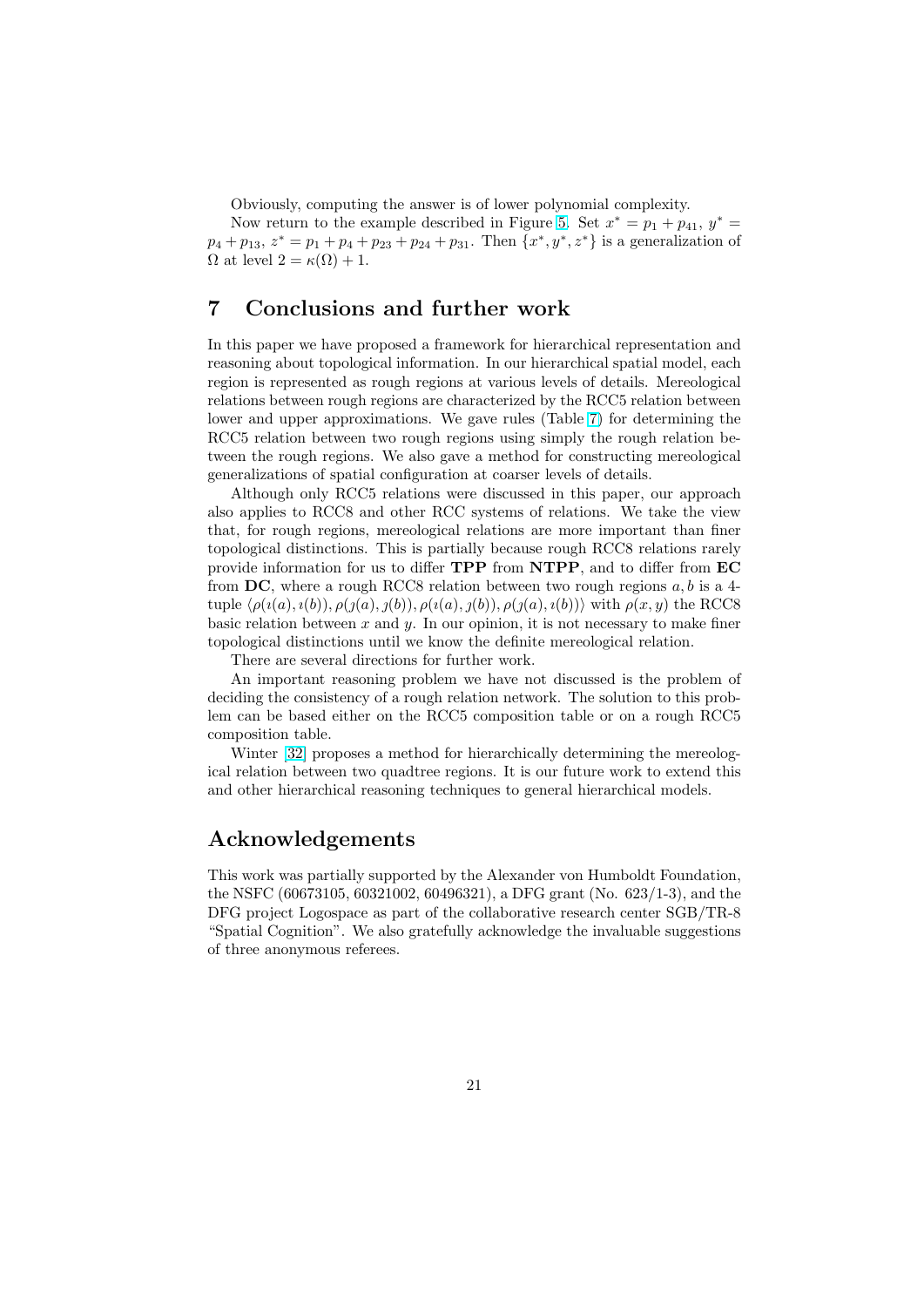Obviously, computing the answer is of lower polynomial complexity.

Now return to the example described in Figure 5. Set $x^* = p_1 + p_{41}$, $y^* = p_4 + p_{13}$, $z^* = p_1 + p_4 + p_{23} + p_{24} + p_{31}$. Then $\{x^*, y^*, z^*\}$ is a generalization of $\Omega$ at level $2 = \kappa(\Omega) + 1$.

# 7 Conclusions and further work

In this paper we have proposed a framework for hierarchical representation and reasoning about topological information. In our hierarchical spatial model, each region is represented as rough regions at various levels of details. Mereological relations between rough regions are characterized by the RCC5 relation between lower and upper approximations. We gave rules (Table 7) for determining the RCC5 relation between two rough regions using simply the rough relation between the rough regions. We also gave a method for constructing mereological generalizations of spatial configuration at coarser levels of details.

Although only RCC5 relations were discussed in this paper, our approach also applies to RCC8 and other RCC systems of relations. We take the view that, for rough regions, mereological relations are more important than finer topological distinctions. This is partially because rough RCC8 relations rarely provide information for us to differ **TPP** from **NTPP**, and to differ from **EC** from **DC**, where a rough RCC8 relation between two rough regions $a, b$ is a 4-tuple $\langle \rho(\imath(a), \imath(b)), \rho(\jmath(a), \jmath(b)), \rho(\imath(a), \jmath(b)), \rho(\jmath(a), \imath(b)) \rangle$ with $\rho(x, y)$ the RCC8 basic relation between $x$ and $y$. In our opinion, it is not necessary to make finer topological distinctions until we know the definite mereological relation.

There are several directions for further work.

An important reasoning problem we have not discussed is the problem of deciding the consistency of a rough relation network. The solution to this problem can be based either on the RCC5 composition table or on a rough RCC5 composition table.

Winter [32] proposes a method for hierarchically determining the mereological relation between two quadtree regions. It is our future work to extend this and other hierarchical reasoning techniques to general hierarchical models.

# Acknowledgements

This work was partially supported by the Alexander von Humboldt Foundation, the NSFC (60673105, 60321002, 60496321), a DFG grant (No. 623/1-3), and the DFG project Logospace as part of the collaborative research center SGB/TR-8 "Spatial Cognition". We also gratefully acknowledge the invaluable suggestions of three anonymous referees.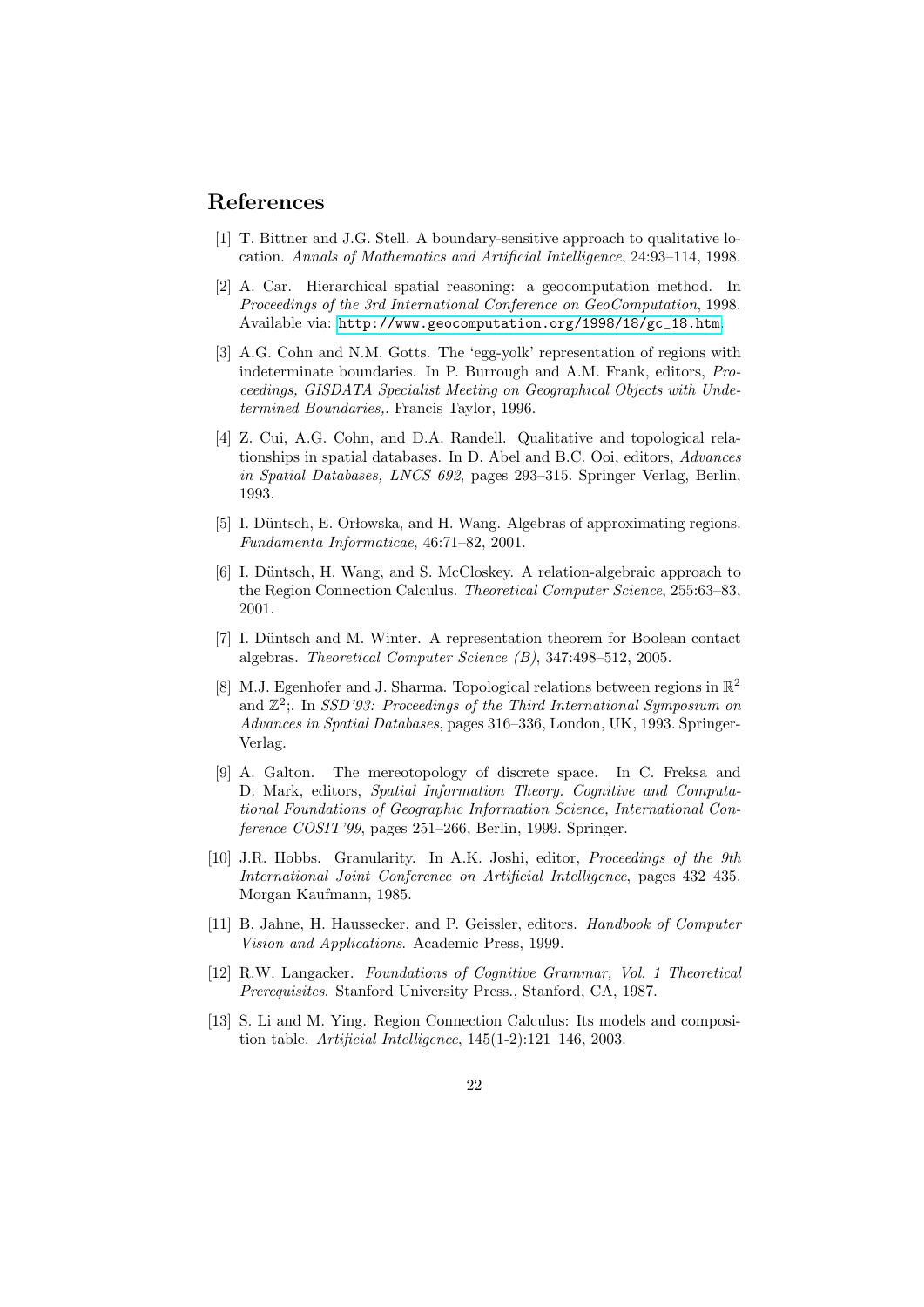## References

[1] T. Bittner and J.G. Stell. A boundary-sensitive approach to qualitative location. *Annals of Mathematics and Artificial Intelligence*, 24:93–114, 1998.

[2] A. Car. Hierarchical spatial reasoning: a geocomputation method. In *Proceedings of the 3rd International Conference on GeoComputation*, 1998. Available via: http://www.geocomputation.org/1998/18/gc_18.htm.

[3] A.G. Cohn and N.M. Gotts. The 'egg-yolk' representation of regions with indeterminate boundaries. In P. Burrough and A.M. Frank, editors, *Proceedings, GISDATA Specialist Meeting on Geographical Objects with Undetermined Boundaries,*. Francis Taylor, 1996.

[4] Z. Cui, A.G. Cohn, and D.A. Randell. Qualitative and topological relationships in spatial databases. In D. Abel and B.C. Ooi, editors, *Advances in Spatial Databases, LNCS 692*, pages 293–315. Springer Verlag, Berlin, 1993.

[5] I. Düntsch, E. Orłowska, and H. Wang. Algebras of approximating regions. *Fundamenta Informaticae*, 46:71–82, 2001.

[6] I. Düntsch, H. Wang, and S. McCloskey. A relation-algebraic approach to the Region Connection Calculus. *Theoretical Computer Science*, 255:63–83, 2001.

[7] I. Düntsch and M. Winter. A representation theorem for Boolean contact algebras. *Theoretical Computer Science (B)*, 347:498–512, 2005.

[8] M.J. Egenhofer and J. Sharma. Topological relations between regions in $\mathbb{R}^2$ and $\mathbb{Z}^2$;. In *SSD'93: Proceedings of the Third International Symposium on Advances in Spatial Databases*, pages 316–336, London, UK, 1993. Springer-Verlag.

[9] A. Galton. The mereotopology of discrete space. In C. Freksa and D. Mark, editors, *Spatial Information Theory. Cognitive and Computational Foundations of Geographic Information Science, International Conference COSIT'99*, pages 251–266, Berlin, 1999. Springer.

[10] J.R. Hobbs. Granularity. In A.K. Joshi, editor, *Proceedings of the 9th International Joint Conference on Artificial Intelligence*, pages 432–435. Morgan Kaufmann, 1985.

[11] B. Jahne, H. Haussecker, and P. Geissler, editors. *Handbook of Computer Vision and Applications*. Academic Press, 1999.

[12] R.W. Langacker. *Foundations of Cognitive Grammar, Vol. 1 Theoretical Prerequisites*. Stanford University Press., Stanford, CA, 1987.

[13] S. Li and M. Ying. Region Connection Calculus: Its models and composition table. *Artificial Intelligence*, 145(1-2):121–146, 2003.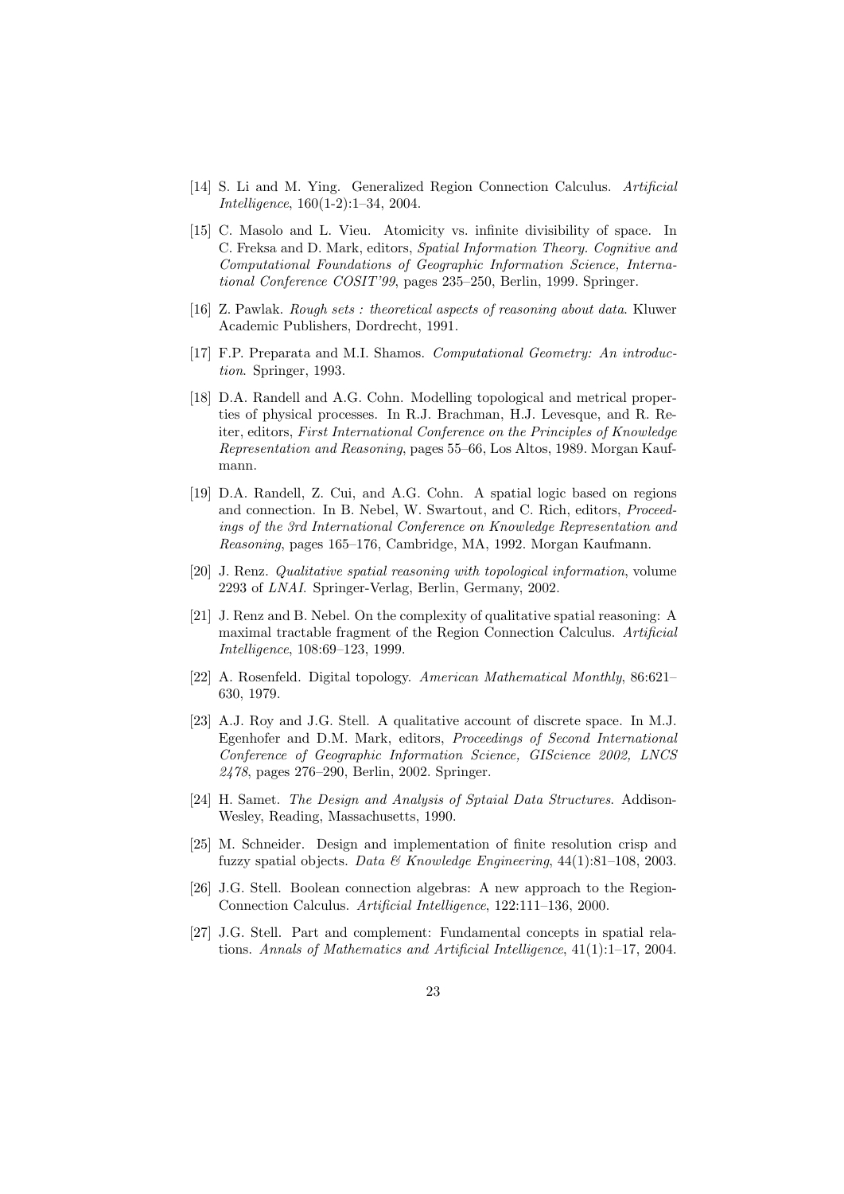[14] S. Li and M. Ying. Generalized Region Connection Calculus. *Artificial Intelligence*, 160(1-2):1–34, 2004.

[15] C. Masolo and L. Vieu. Atomicity vs. infinite divisibility of space. In C. Freksa and D. Mark, editors, *Spatial Information Theory. Cognitive and Computational Foundations of Geographic Information Science, International Conference COSIT'99*, pages 235–250, Berlin, 1999. Springer.

[16] Z. Pawlak. *Rough sets : theoretical aspects of reasoning about data*. Kluwer Academic Publishers, Dordrecht, 1991.

[17] F.P. Preparata and M.I. Shamos. *Computational Geometry: An introduction*. Springer, 1993.

[18] D.A. Randell and A.G. Cohn. Modelling topological and metrical properties of physical processes. In R.J. Brachman, H.J. Levesque, and R. Reiter, editors, *First International Conference on the Principles of Knowledge Representation and Reasoning*, pages 55–66, Los Altos, 1989. Morgan Kaufmann.

[19] D.A. Randell, Z. Cui, and A.G. Cohn. A spatial logic based on regions and connection. In B. Nebel, W. Swartout, and C. Rich, editors, *Proceedings of the 3rd International Conference on Knowledge Representation and Reasoning*, pages 165–176, Cambridge, MA, 1992. Morgan Kaufmann.

[20] J. Renz. *Qualitative spatial reasoning with topological information*, volume 2293 of *LNAI*. Springer-Verlag, Berlin, Germany, 2002.

[21] J. Renz and B. Nebel. On the complexity of qualitative spatial reasoning: A maximal tractable fragment of the Region Connection Calculus. *Artificial Intelligence*, 108:69–123, 1999.

[22] A. Rosenfeld. Digital topology. *American Mathematical Monthly*, 86:621–630, 1979.

[23] A.J. Roy and J.G. Stell. A qualitative account of discrete space. In M.J. Egenhofer and D.M. Mark, editors, *Proceedings of Second International Conference of Geographic Information Science, GIScience 2002, LNCS 2478*, pages 276–290, Berlin, 2002. Springer.

[24] H. Samet. *The Design and Analysis of Sptaial Data Structures*. Addison-Wesley, Reading, Massachusetts, 1990.

[25] M. Schneider. Design and implementation of finite resolution crisp and fuzzy spatial objects. *Data & Knowledge Engineering*, 44(1):81–108, 2003.

[26] J.G. Stell. Boolean connection algebras: A new approach to the Region-Connection Calculus. *Artificial Intelligence*, 122:111–136, 2000.

[27] J.G. Stell. Part and complement: Fundamental concepts in spatial relations. *Annals of Mathematics and Artificial Intelligence*, 41(1):1–17, 2004.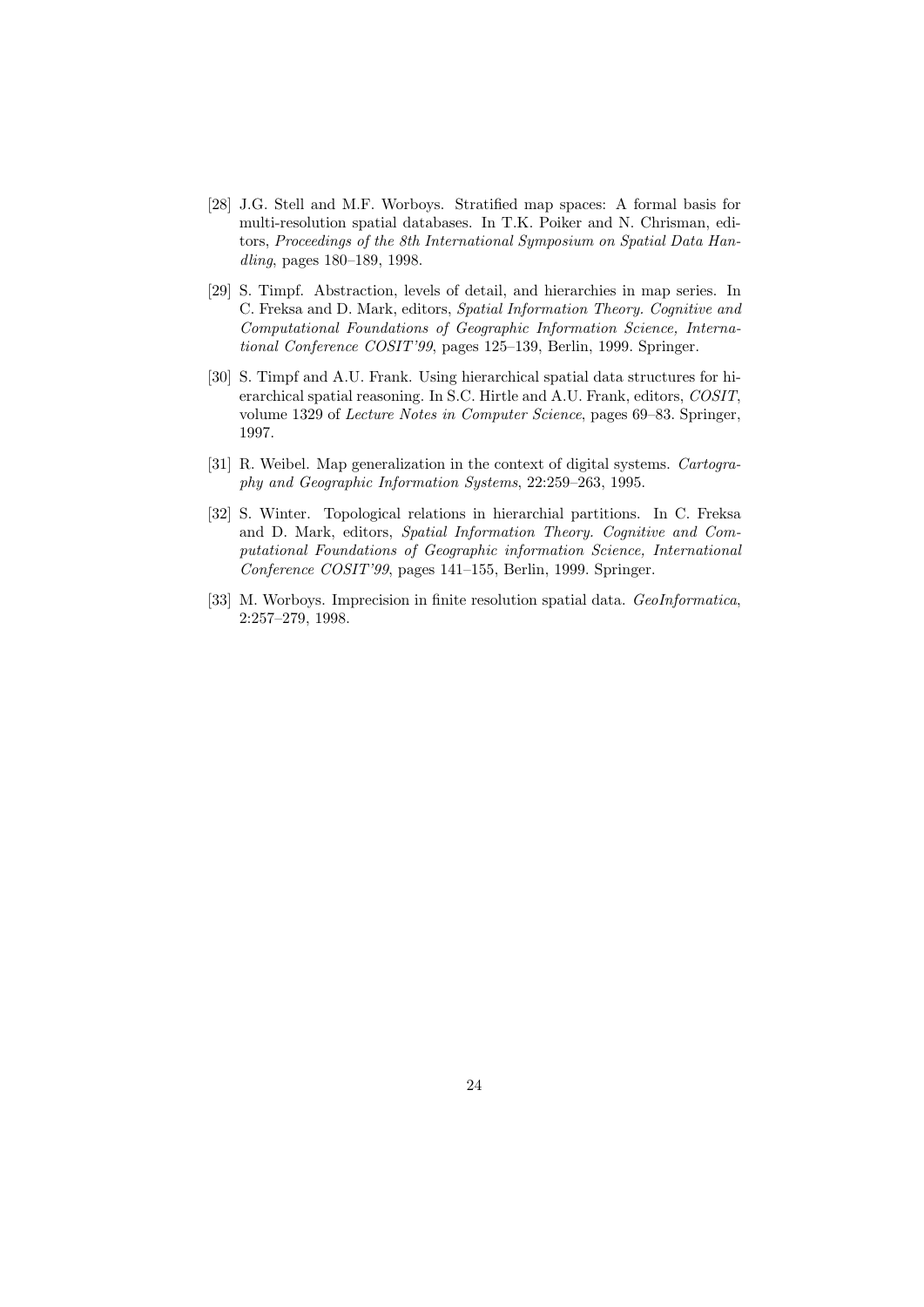[28] J.G. Stell and M.F. Worboys. Stratified map spaces: A formal basis for multi-resolution spatial databases. In T.K. Poiker and N. Chrisman, editors, *Proceedings of the 8th International Symposium on Spatial Data Handling*, pages 180–189, 1998.

[29] S. Timpf. Abstraction, levels of detail, and hierarchies in map series. In C. Freksa and D. Mark, editors, *Spatial Information Theory. Cognitive and Computational Foundations of Geographic Information Science, International Conference COSIT'99*, pages 125–139, Berlin, 1999. Springer.

[30] S. Timpf and A.U. Frank. Using hierarchical spatial data structures for hierarchical spatial reasoning. In S.C. Hirtle and A.U. Frank, editors, *COSIT*, volume 1329 of *Lecture Notes in Computer Science*, pages 69–83. Springer, 1997.

[31] R. Weibel. Map generalization in the context of digital systems. *Cartography and Geographic Information Systems*, 22:259–263, 1995.

[32] S. Winter. Topological relations in hierarchial partitions. In C. Freksa and D. Mark, editors, *Spatial Information Theory. Cognitive and Computational Foundations of Geographic information Science, International Conference COSIT'99*, pages 141–155, Berlin, 1999. Springer.

[33] M. Worboys. Imprecision in finite resolution spatial data. *GeoInformatica*, 2:257–279, 1998.